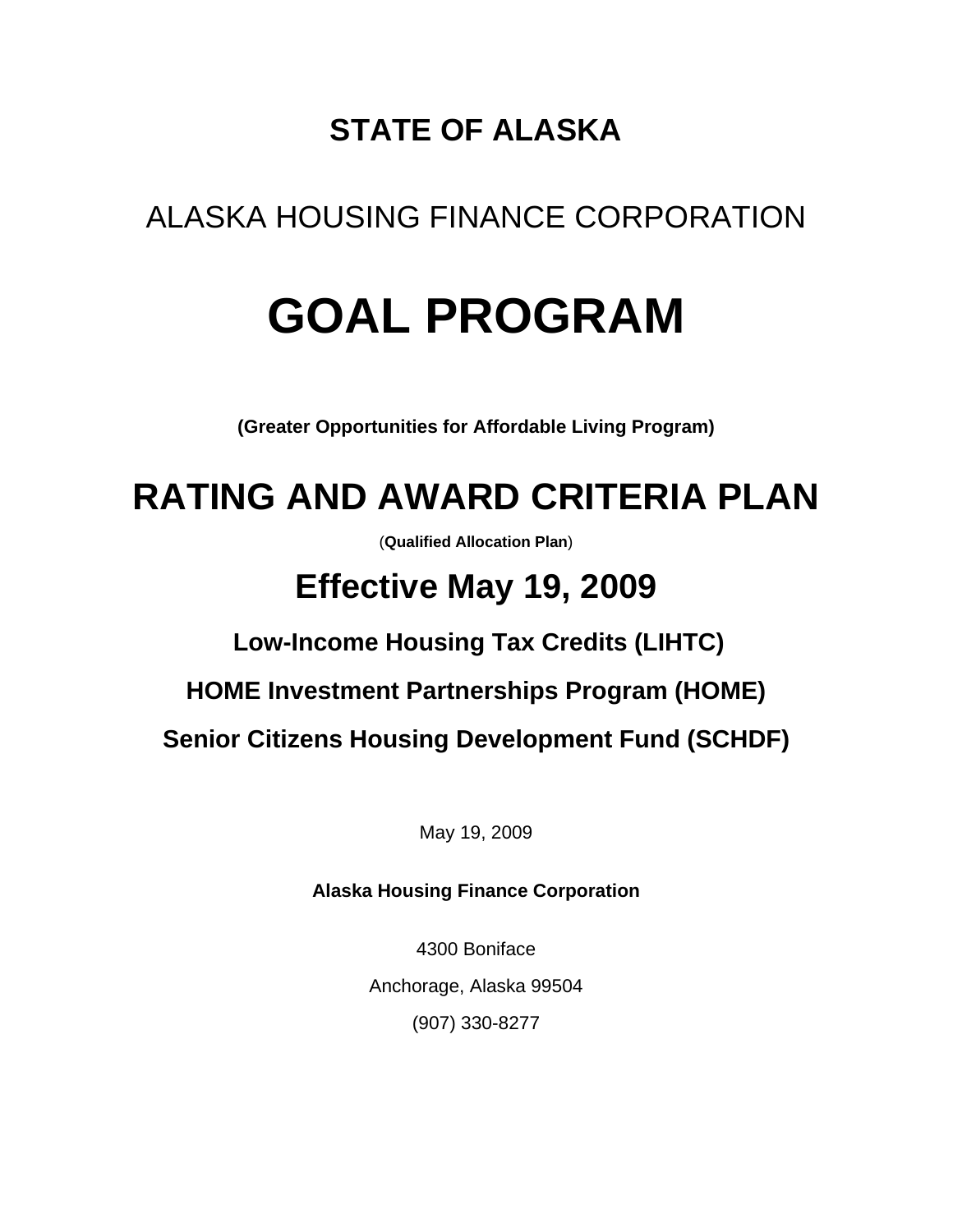# STATE OF ALASKA

## ALASKA HOUSING FINANCE CORPORATION

# GOAL PROGRAM

**(Greater Opportunities for Affordable Living Program)**

# RATING AND AWARD CRITERIA PLAN

(**Qualified Allocation Plan**)

## Effective May 19, 2009

### Low-Income Housing Tax Credits (LIHTC)

### HOME Investment Partnerships Program (HOME)

### Senior Citizens Housing Development Fund (SCHDF)

May 19, 2009

**Alaska Housing Finance Corporation**

4300 Boniface

Anchorage, Alaska 99504

(907) 330-8277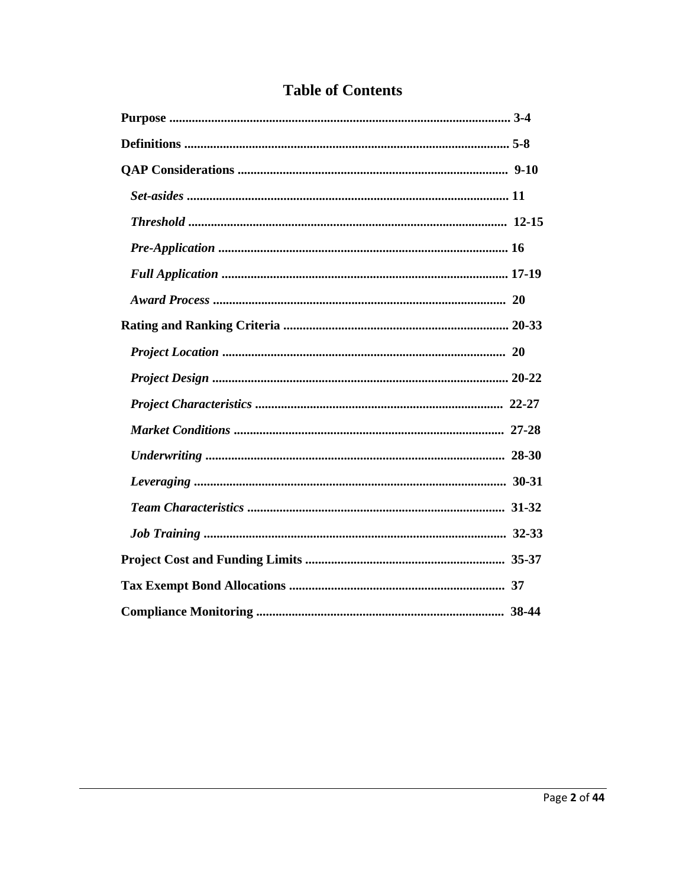# Table of Contents

**Purpose** ........................................................................................................ **3-4**

**Definitions** .................................................................................................... **5-8**

**QAP Considerations** .................................................................................... **9-10**

*Set-asides* ................................................................................................... **11**

*Threshold* .................................................................................................. **12-15**

*Pre-Application* ......................................................................................... **16**

*Full Application* ........................................................................................ **17-19**

*Award Process* .......................................................................................... **20**

**Rating and Ranking Criteria** ...................................................................... **20-33**

*Project Location* ....................................................................................... **20**

*Project Design* ........................................................................................... **20-22**

*Project Characteristics* ............................................................................. **22-27**

*Market Conditions* ................................................................................... **27-28**

*Underwriting* ............................................................................................ **28-30**

*Leveraging* ................................................................................................ **30-31**

*Team Characteristics* ............................................................................... **31-32**

*Job Training* .............................................................................................. **32-33**

**Project Cost and Funding Limits** .............................................................. **35-37**

**Tax Exempt Bond Allocations** ................................................................... **37**

**Compliance Monitoring** ............................................................................. **38-44**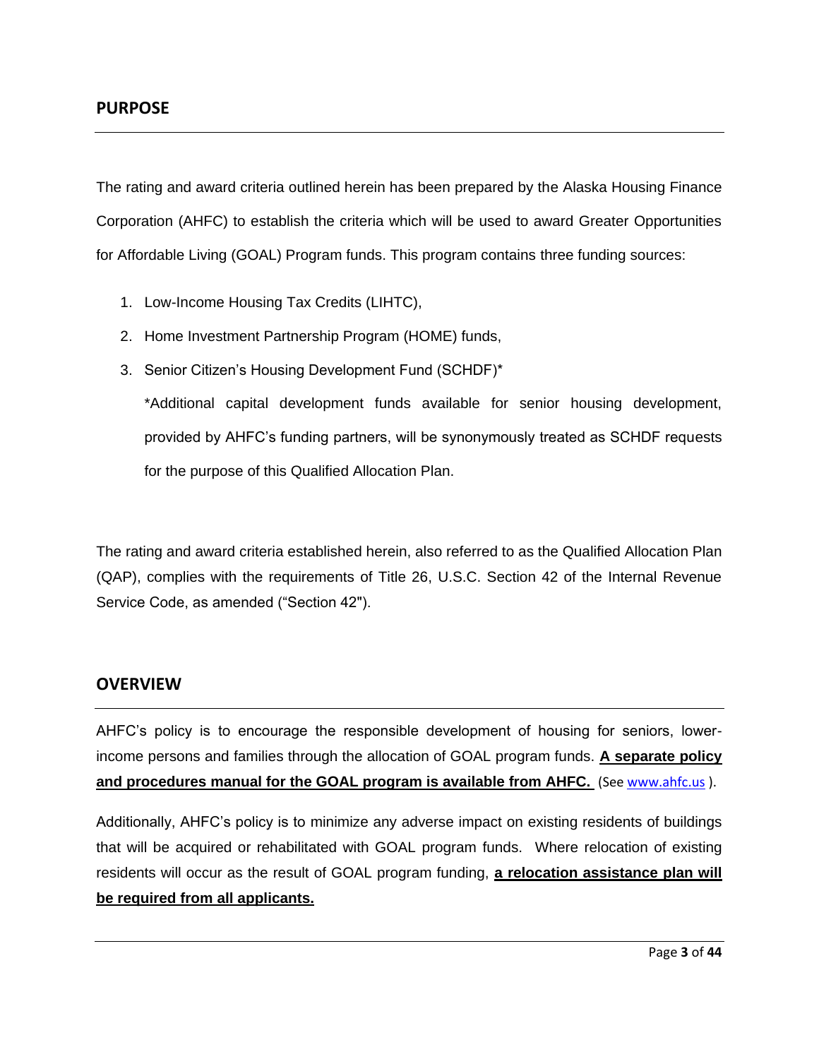## PURPOSE

The rating and award criteria outlined herein has been prepared by the Alaska Housing Finance Corporation (AHFC) to establish the criteria which will be used to award Greater Opportunities for Affordable Living (GOAL) Program funds. This program contains three funding sources:

1. Low-Income Housing Tax Credits (LIHTC),
2. Home Investment Partnership Program (HOME) funds,
3. Senior Citizen's Housing Development Fund (SCHDF)*

   *Additional capital development funds available for senior housing development, provided by AHFC's funding partners, will be synonymously treated as SCHDF requests for the purpose of this Qualified Allocation Plan.

The rating and award criteria established herein, also referred to as the Qualified Allocation Plan (QAP), complies with the requirements of Title 26, U.S.C. Section 42 of the Internal Revenue Service Code, as amended ("Section 42").

## OVERVIEW

AHFC's policy is to encourage the responsible development of housing for seniors, lower-income persons and families through the allocation of GOAL program funds. **A separate policy and procedures manual for the GOAL program is available from AHFC.** (See www.ahfc.us ).

Additionally, AHFC's policy is to minimize any adverse impact on existing residents of buildings that will be acquired or rehabilitated with GOAL program funds. Where relocation of existing residents will occur as the result of GOAL program funding, **a relocation assistance plan will be required from all applicants.**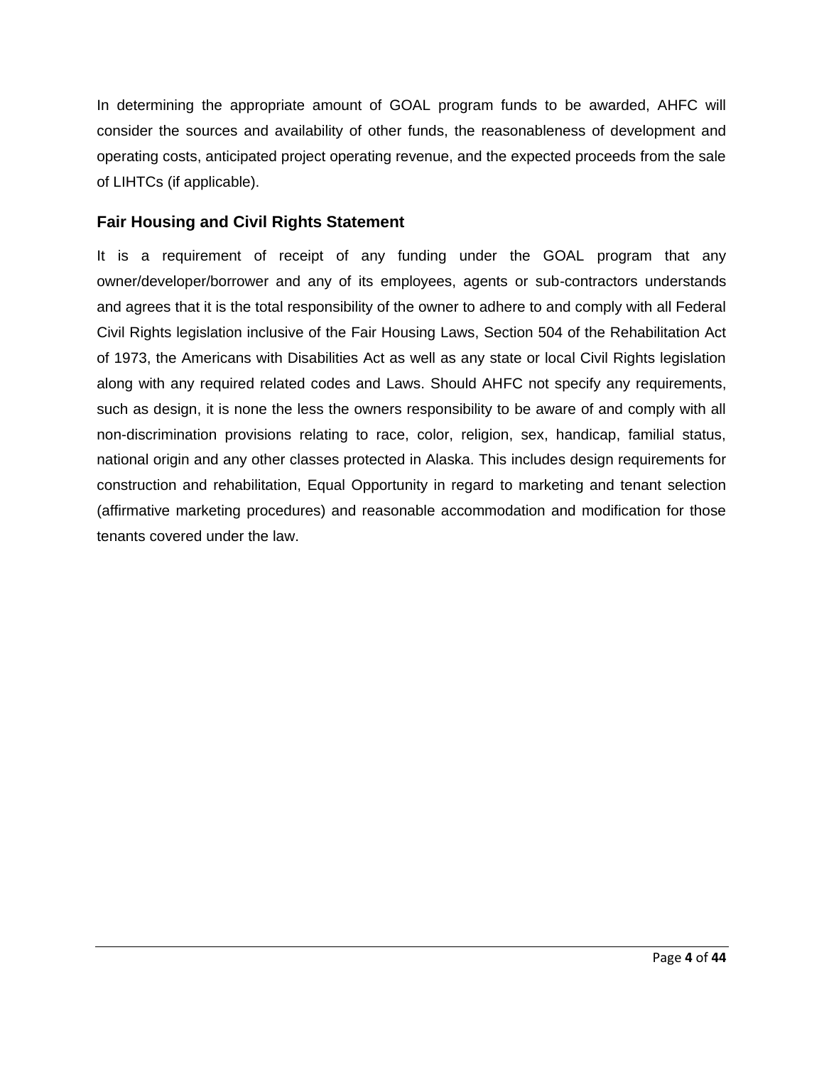In determining the appropriate amount of GOAL program funds to be awarded, AHFC will consider the sources and availability of other funds, the reasonableness of development and operating costs, anticipated project operating revenue, and the expected proceeds from the sale of LIHTCs (if applicable).

### Fair Housing and Civil Rights Statement

It is a requirement of receipt of any funding under the GOAL program that any owner/developer/borrower and any of its employees, agents or sub-contractors understands and agrees that it is the total responsibility of the owner to adhere to and comply with all Federal Civil Rights legislation inclusive of the Fair Housing Laws, Section 504 of the Rehabilitation Act of 1973, the Americans with Disabilities Act as well as any state or local Civil Rights legislation along with any required related codes and Laws. Should AHFC not specify any requirements, such as design, it is none the less the owners responsibility to be aware of and comply with all non-discrimination provisions relating to race, color, religion, sex, handicap, familial status, national origin and any other classes protected in Alaska. This includes design requirements for construction and rehabilitation, Equal Opportunity in regard to marketing and tenant selection (affirmative marketing procedures) and reasonable accommodation and modification for those tenants covered under the law.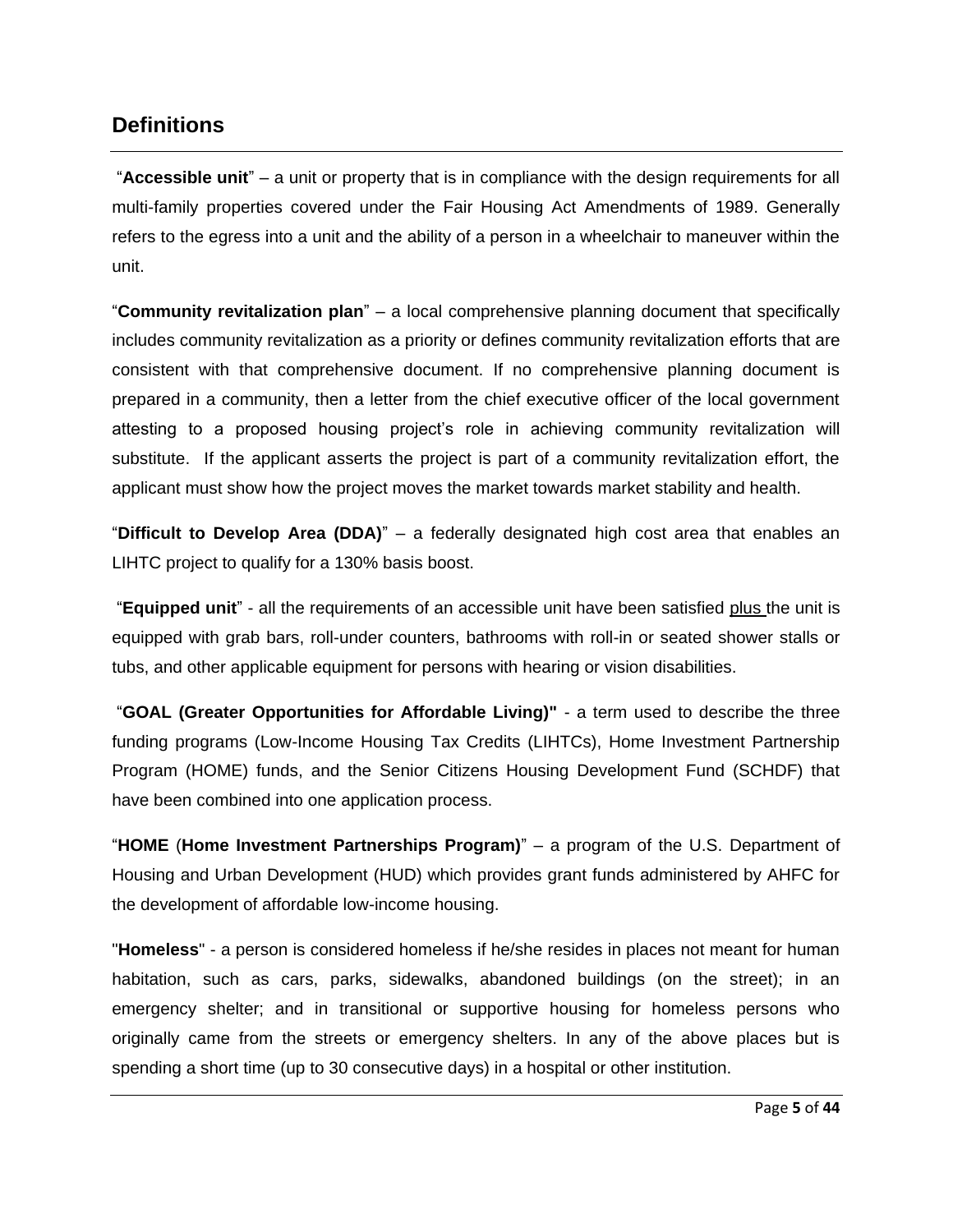## Definitions

"**Accessible unit**" – a unit or property that is in compliance with the design requirements for all multi-family properties covered under the Fair Housing Act Amendments of 1989. Generally refers to the egress into a unit and the ability of a person in a wheelchair to maneuver within the unit.

"**Community revitalization plan**" – a local comprehensive planning document that specifically includes community revitalization as a priority or defines community revitalization efforts that are consistent with that comprehensive document. If no comprehensive planning document is prepared in a community, then a letter from the chief executive officer of the local government attesting to a proposed housing project's role in achieving community revitalization will substitute. If the applicant asserts the project is part of a community revitalization effort, the applicant must show how the project moves the market towards market stability and health.

"**Difficult to Develop Area (DDA)**" – a federally designated high cost area that enables an LIHTC project to qualify for a 130% basis boost.

"**Equipped unit**" - all the requirements of an accessible unit have been satisfied plus the unit is equipped with grab bars, roll-under counters, bathrooms with roll-in or seated shower stalls or tubs, and other applicable equipment for persons with hearing or vision disabilities.

"**GOAL (Greater Opportunities for Affordable Living)"** - a term used to describe the three funding programs (Low-Income Housing Tax Credits (LIHTCs), Home Investment Partnership Program (HOME) funds, and the Senior Citizens Housing Development Fund (SCHDF) that have been combined into one application process.

"**HOME** (**Home Investment Partnerships Program)**" – a program of the U.S. Department of Housing and Urban Development (HUD) which provides grant funds administered by AHFC for the development of affordable low-income housing.

"**Homeless**" - a person is considered homeless if he/she resides in places not meant for human habitation, such as cars, parks, sidewalks, abandoned buildings (on the street); in an emergency shelter; and in transitional or supportive housing for homeless persons who originally came from the streets or emergency shelters. In any of the above places but is spending a short time (up to 30 consecutive days) in a hospital or other institution.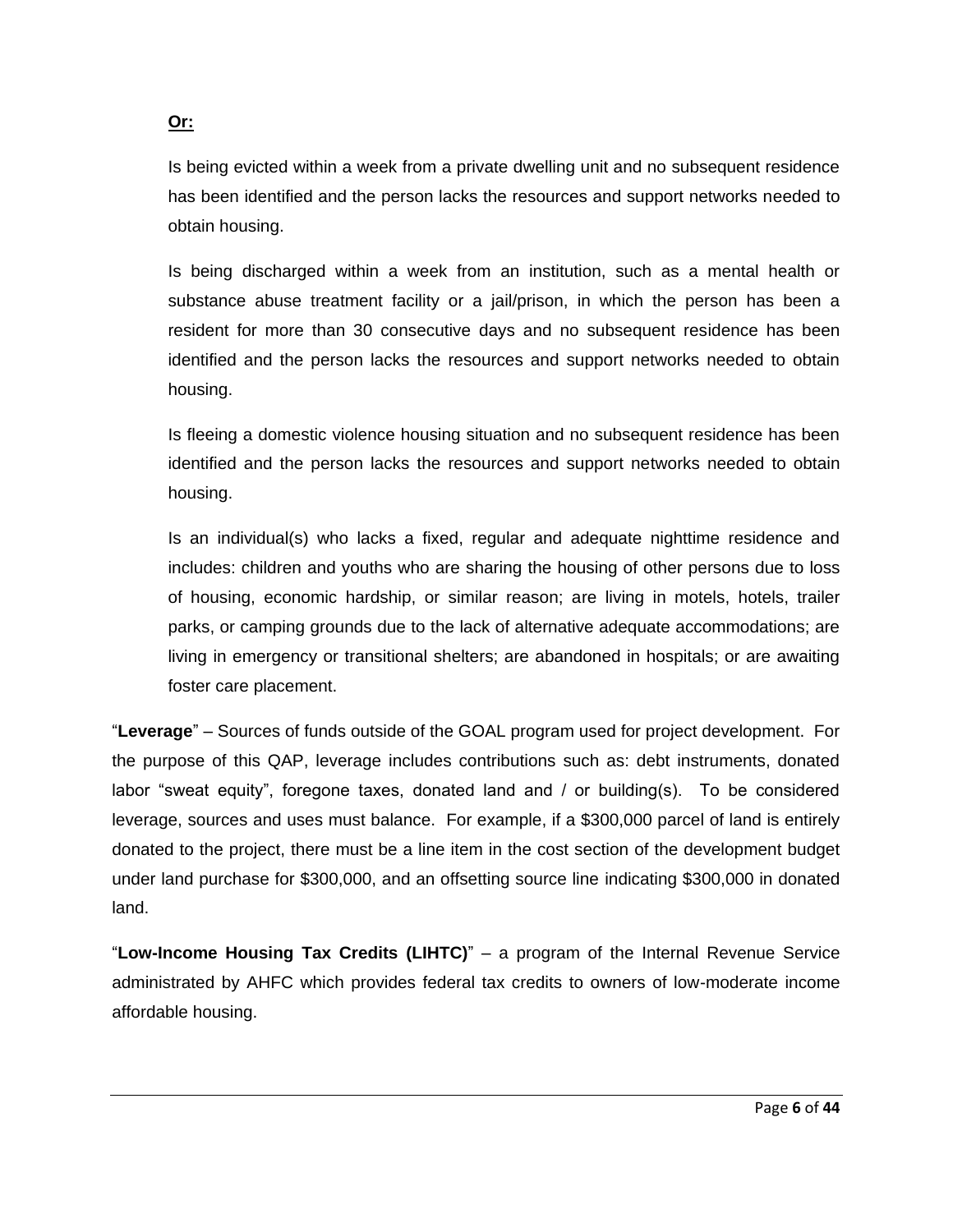**Or:**

Is being evicted within a week from a private dwelling unit and no subsequent residence has been identified and the person lacks the resources and support networks needed to obtain housing.

Is being discharged within a week from an institution, such as a mental health or substance abuse treatment facility or a jail/prison, in which the person has been a resident for more than 30 consecutive days and no subsequent residence has been identified and the person lacks the resources and support networks needed to obtain housing.

Is fleeing a domestic violence housing situation and no subsequent residence has been identified and the person lacks the resources and support networks needed to obtain housing.

Is an individual(s) who lacks a fixed, regular and adequate nighttime residence and includes: children and youths who are sharing the housing of other persons due to loss of housing, economic hardship, or similar reason; are living in motels, hotels, trailer parks, or camping grounds due to the lack of alternative adequate accommodations; are living in emergency or transitional shelters; are abandoned in hospitals; or are awaiting foster care placement.

"**Leverage**" – Sources of funds outside of the GOAL program used for project development. For the purpose of this QAP, leverage includes contributions such as: debt instruments, donated labor "sweat equity", foregone taxes, donated land and / or building(s). To be considered leverage, sources and uses must balance. For example, if a $300,000 parcel of land is entirely donated to the project, there must be a line item in the cost section of the development budget under land purchase for $300,000, and an offsetting source line indicating $300,000 in donated land.

"**Low-Income Housing Tax Credits (LIHTC)**" – a program of the Internal Revenue Service administrated by AHFC which provides federal tax credits to owners of low-moderate income affordable housing.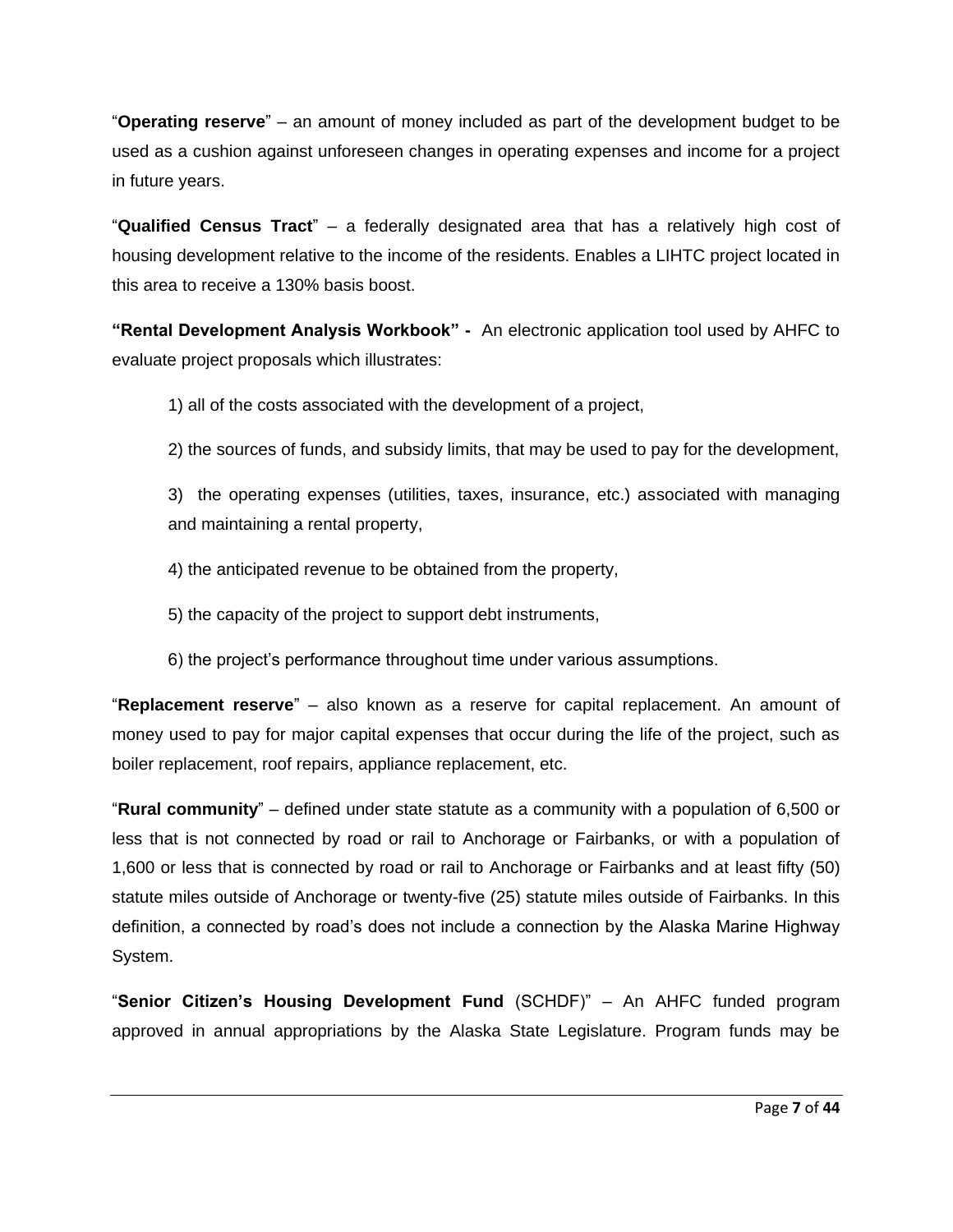"**Operating reserve**" – an amount of money included as part of the development budget to be used as a cushion against unforeseen changes in operating expenses and income for a project in future years.

"**Qualified Census Tract**" – a federally designated area that has a relatively high cost of housing development relative to the income of the residents. Enables a LIHTC project located in this area to receive a 130% basis boost.

**"Rental Development Analysis Workbook" -** An electronic application tool used by AHFC to evaluate project proposals which illustrates:

1) all of the costs associated with the development of a project,

2) the sources of funds, and subsidy limits, that may be used to pay for the development,

3) the operating expenses (utilities, taxes, insurance, etc.) associated with managing and maintaining a rental property,

4) the anticipated revenue to be obtained from the property,

5) the capacity of the project to support debt instruments,

6) the project's performance throughout time under various assumptions.

"**Replacement reserve**" – also known as a reserve for capital replacement. An amount of money used to pay for major capital expenses that occur during the life of the project, such as boiler replacement, roof repairs, appliance replacement, etc.

"**Rural community**" – defined under state statute as a community with a population of 6,500 or less that is not connected by road or rail to Anchorage or Fairbanks, or with a population of 1,600 or less that is connected by road or rail to Anchorage or Fairbanks and at least fifty (50) statute miles outside of Anchorage or twenty-five (25) statute miles outside of Fairbanks. In this definition, a connected by road's does not include a connection by the Alaska Marine Highway System.

"**Senior Citizen's Housing Development Fund** (SCHDF)" – An AHFC funded program approved in annual appropriations by the Alaska State Legislature. Program funds may be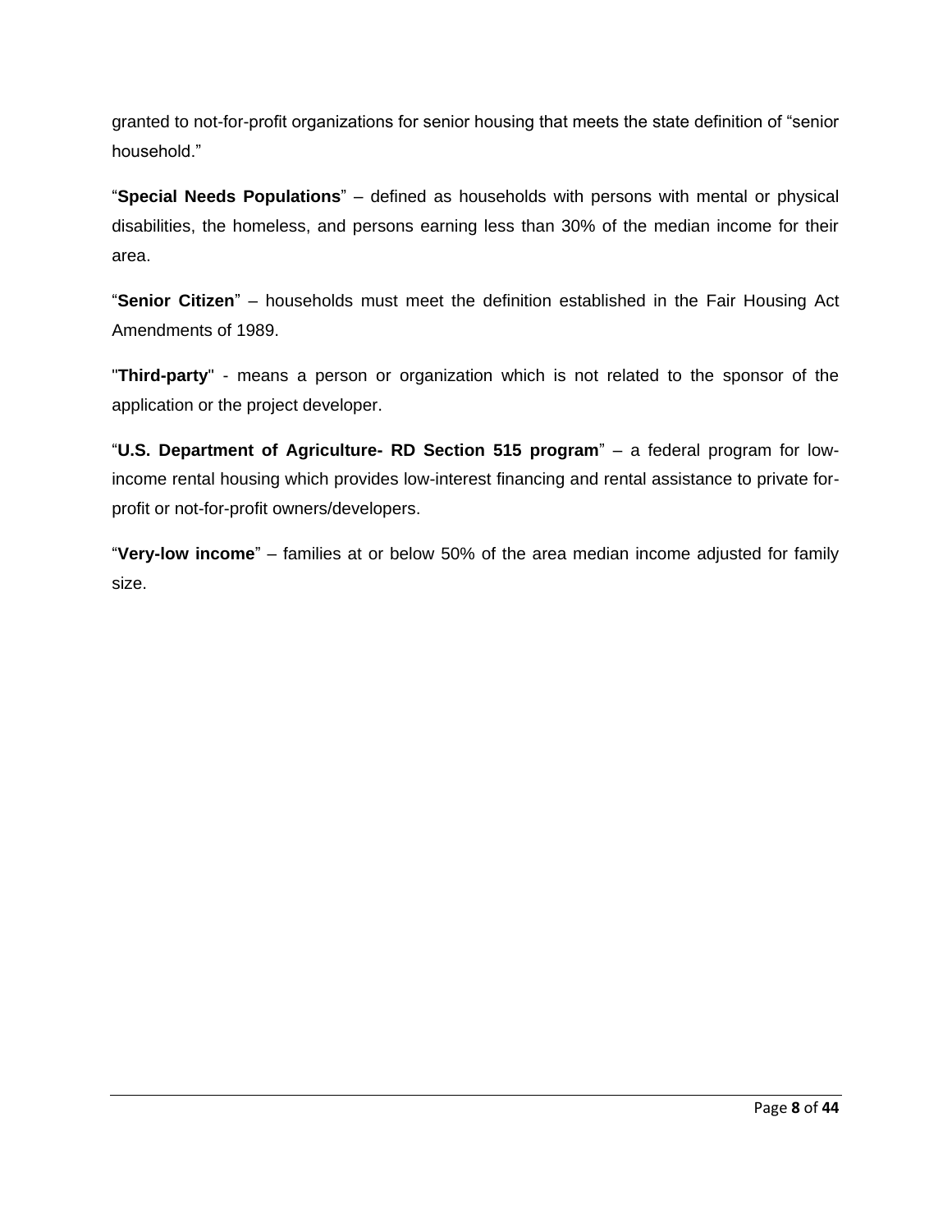granted to not-for-profit organizations for senior housing that meets the state definition of “senior household.”

“**Special Needs Populations**” – defined as households with persons with mental or physical disabilities, the homeless, and persons earning less than 30% of the median income for their area.

“**Senior Citizen**” – households must meet the definition established in the Fair Housing Act Amendments of 1989.

"**Third-party**" - means a person or organization which is not related to the sponsor of the application or the project developer.

“**U.S. Department of Agriculture- RD Section 515 program**” – a federal program for low-income rental housing which provides low-interest financing and rental assistance to private for-profit or not-for-profit owners/developers.

“**Very-low income**” – families at or below 50% of the area median income adjusted for family size.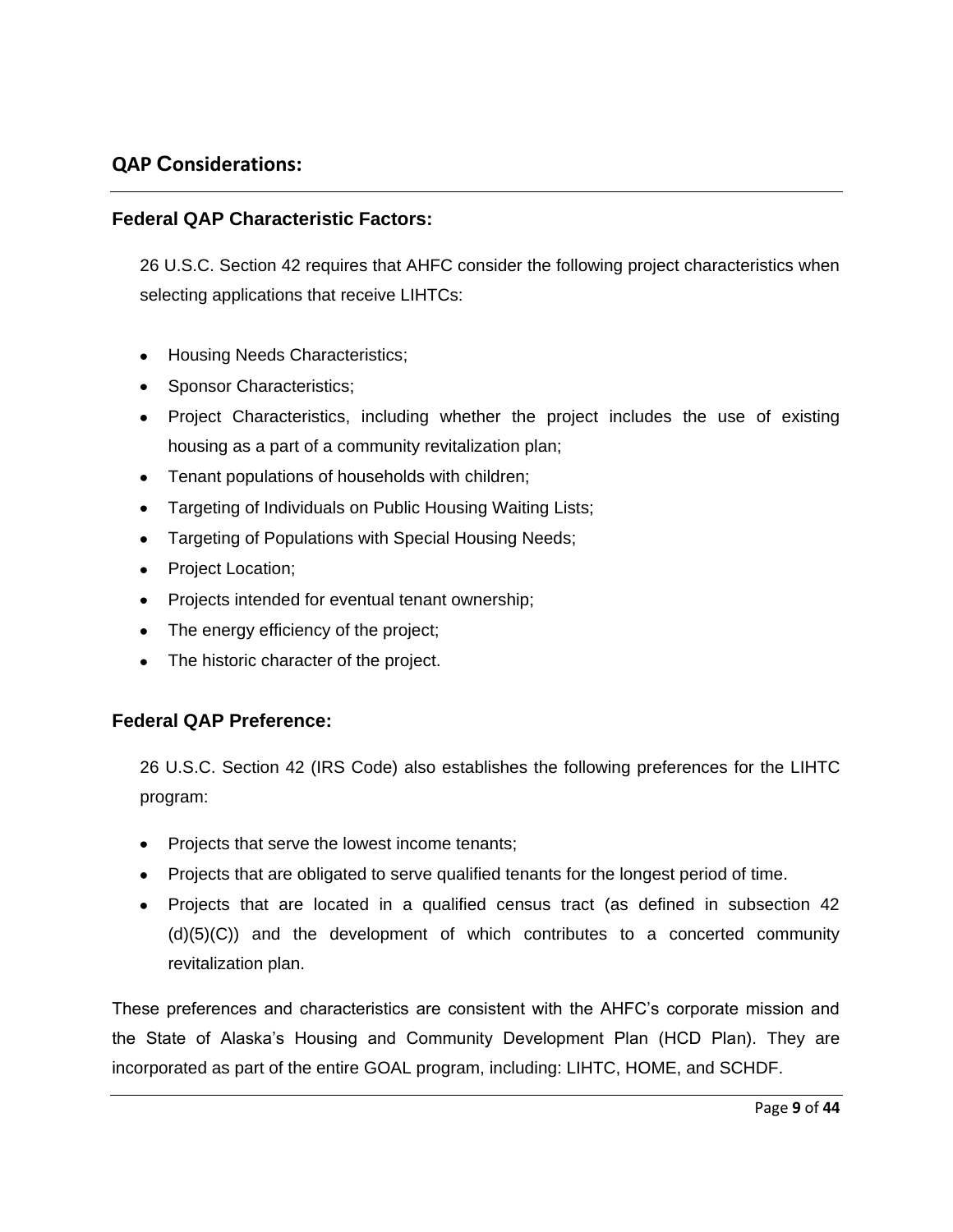## QAP Considerations:

### Federal QAP Characteristic Factors:

26 U.S.C. Section 42 requires that AHFC consider the following project characteristics when selecting applications that receive LIHTCs:

- Housing Needs Characteristics;
- Sponsor Characteristics;
- Project Characteristics, including whether the project includes the use of existing housing as a part of a community revitalization plan;
- Tenant populations of households with children;
- Targeting of Individuals on Public Housing Waiting Lists;
- Targeting of Populations with Special Housing Needs;
- Project Location;
- Projects intended for eventual tenant ownership;
- The energy efficiency of the project;
- The historic character of the project.

### Federal QAP Preference:

26 U.S.C. Section 42 (IRS Code) also establishes the following preferences for the LIHTC program:

- Projects that serve the lowest income tenants;
- Projects that are obligated to serve qualified tenants for the longest period of time.
- Projects that are located in a qualified census tract (as defined in subsection 42 (d)(5)(C)) and the development of which contributes to a concerted community revitalization plan.

These preferences and characteristics are consistent with the AHFC's corporate mission and the State of Alaska's Housing and Community Development Plan (HCD Plan). They are incorporated as part of the entire GOAL program, including: LIHTC, HOME, and SCHDF.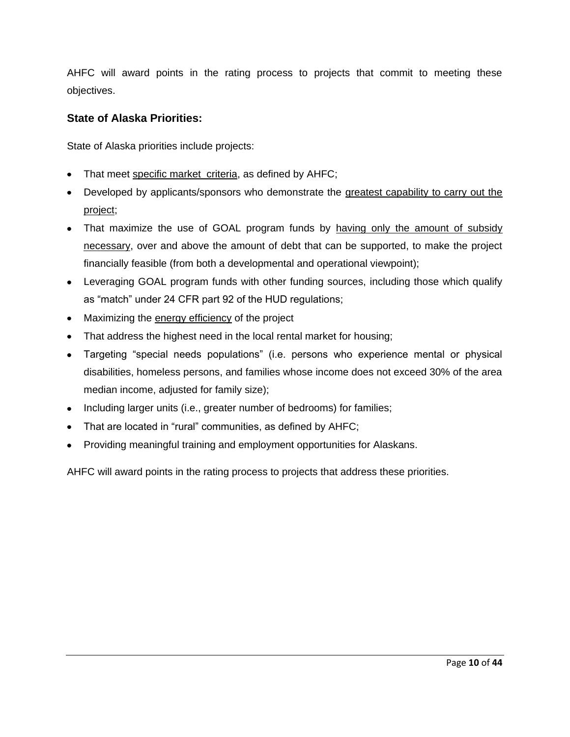AHFC will award points in the rating process to projects that commit to meeting these objectives.

### State of Alaska Priorities:

State of Alaska priorities include projects:

- That meet specific market criteria, as defined by AHFC;
- Developed by applicants/sponsors who demonstrate the greatest capability to carry out the project;
- That maximize the use of GOAL program funds by having only the amount of subsidy necessary, over and above the amount of debt that can be supported, to make the project financially feasible (from both a developmental and operational viewpoint);
- Leveraging GOAL program funds with other funding sources, including those which qualify as “match” under 24 CFR part 92 of the HUD regulations;
- Maximizing the energy efficiency of the project
- That address the highest need in the local rental market for housing;
- Targeting “special needs populations” (i.e. persons who experience mental or physical disabilities, homeless persons, and families whose income does not exceed 30% of the area median income, adjusted for family size);
- Including larger units (i.e., greater number of bedrooms) for families;
- That are located in “rural” communities, as defined by AHFC;
- Providing meaningful training and employment opportunities for Alaskans.

AHFC will award points in the rating process to projects that address these priorities.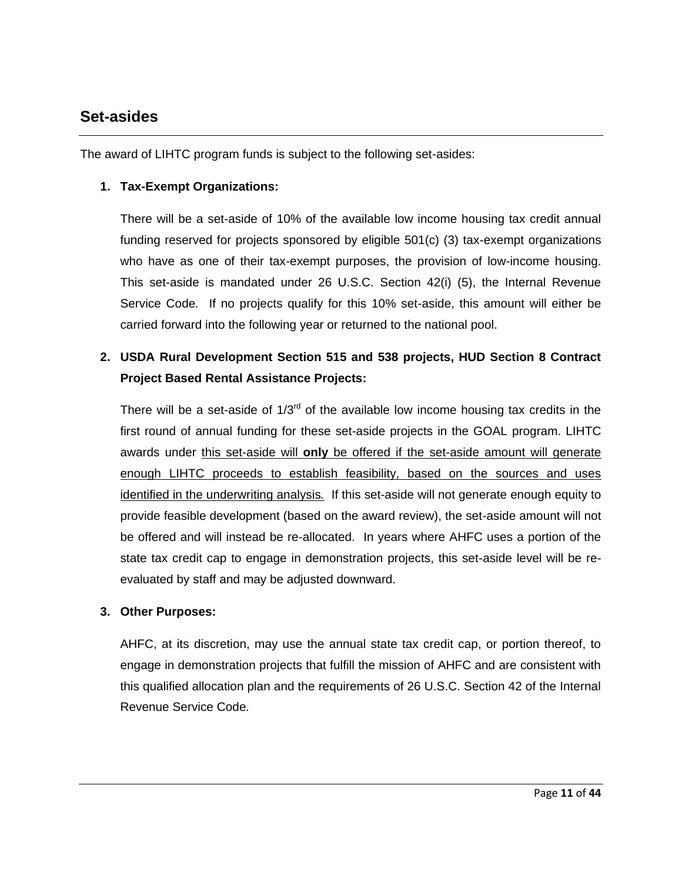## Set-asides

The award of LIHTC program funds is subject to the following set-asides:

1. **Tax-Exempt Organizations:**

   There will be a set-aside of 10% of the available low income housing tax credit annual funding reserved for projects sponsored by eligible 501(c) (3) tax-exempt organizations who have as one of their tax-exempt purposes, the provision of low-income housing. This set-aside is mandated under 26 U.S.C. Section 42(i) (5), the Internal Revenue Service Code. If no projects qualify for this 10% set-aside, this amount will either be carried forward into the following year or returned to the national pool.

2. **USDA Rural Development Section 515 and 538 projects, HUD Section 8 Contract Project Based Rental Assistance Projects:**

   There will be a set-aside of 1/3rd of the available low income housing tax credits in the first round of annual funding for these set-aside projects in the GOAL program. LIHTC awards under <u>this set-aside will **only** be offered if the set-aside amount will generate enough LIHTC proceeds to establish feasibility, based on the sources and uses identified in the underwriting analysis.</u> If this set-aside will not generate enough equity to provide feasible development (based on the award review), the set-aside amount will not be offered and will instead be re-allocated. In years where AHFC uses a portion of the state tax credit cap to engage in demonstration projects, this set-aside level will be re-evaluated by staff and may be adjusted downward.

3. **Other Purposes:**

   AHFC, at its discretion, may use the annual state tax credit cap, or portion thereof, to engage in demonstration projects that fulfill the mission of AHFC and are consistent with this qualified allocation plan and the requirements of 26 U.S.C. Section 42 of the Internal Revenue Service Code.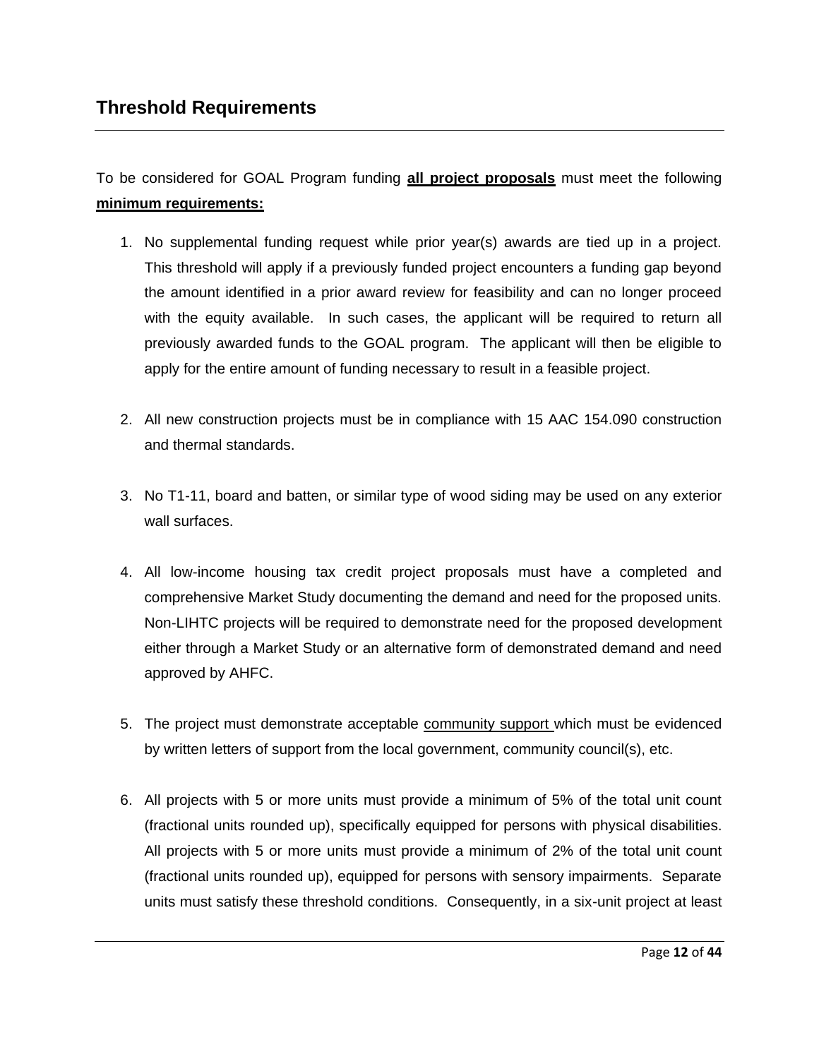## Threshold Requirements

To be considered for GOAL Program funding **all project proposals** must meet the following **minimum requirements:**

1. No supplemental funding request while prior year(s) awards are tied up in a project. This threshold will apply if a previously funded project encounters a funding gap beyond the amount identified in a prior award review for feasibility and can no longer proceed with the equity available. In such cases, the applicant will be required to return all previously awarded funds to the GOAL program. The applicant will then be eligible to apply for the entire amount of funding necessary to result in a feasible project.

2. All new construction projects must be in compliance with 15 AAC 154.090 construction and thermal standards.

3. No T1-11, board and batten, or similar type of wood siding may be used on any exterior wall surfaces.

4. All low-income housing tax credit project proposals must have a completed and comprehensive Market Study documenting the demand and need for the proposed units. Non-LIHTC projects will be required to demonstrate need for the proposed development either through a Market Study or an alternative form of demonstrated demand and need approved by AHFC.

5. The project must demonstrate acceptable community support which must be evidenced by written letters of support from the local government, community council(s), etc.

6. All projects with 5 or more units must provide a minimum of 5% of the total unit count (fractional units rounded up), specifically equipped for persons with physical disabilities. All projects with 5 or more units must provide a minimum of 2% of the total unit count (fractional units rounded up), equipped for persons with sensory impairments. Separate units must satisfy these threshold conditions. Consequently, in a six-unit project at least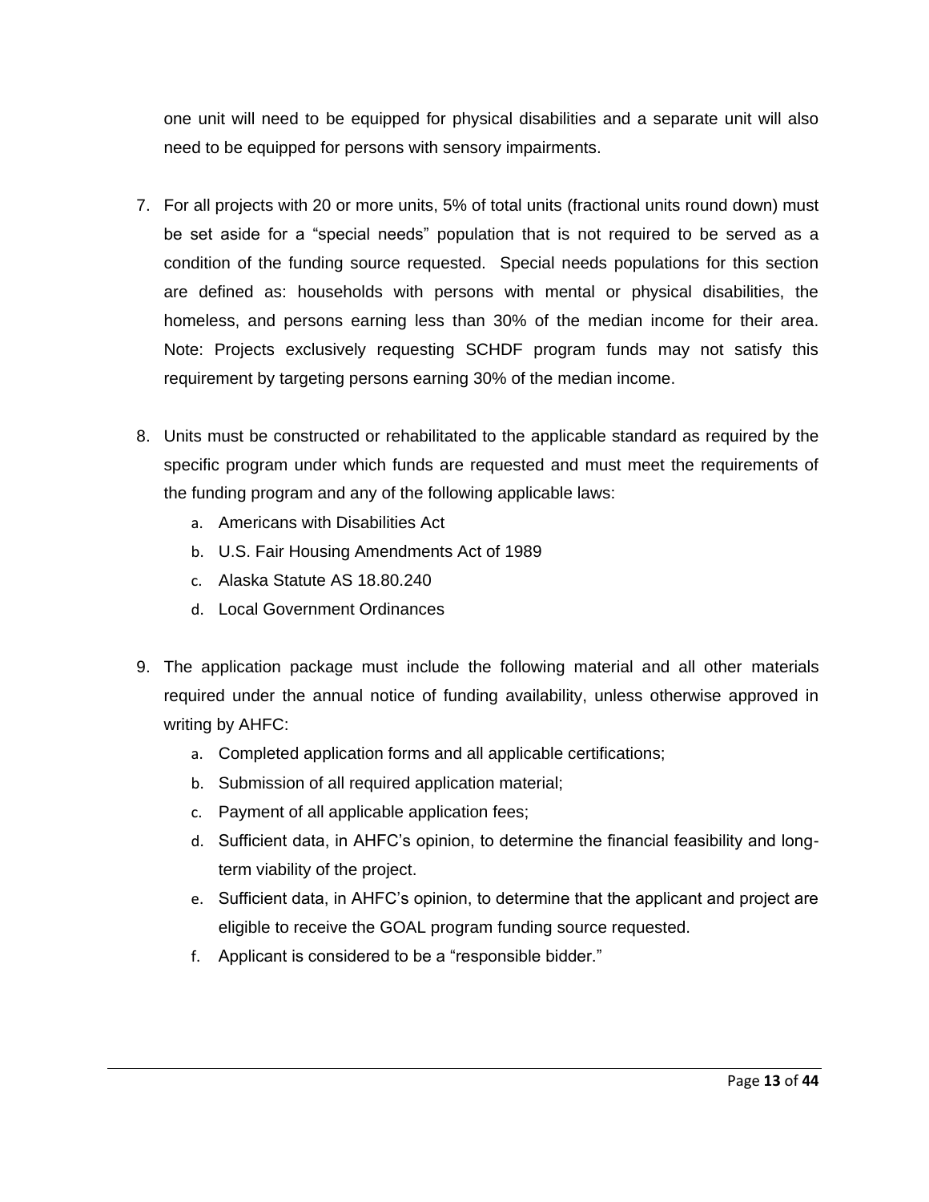one unit will need to be equipped for physical disabilities and a separate unit will also need to be equipped for persons with sensory impairments.

7. For all projects with 20 or more units, 5% of total units (fractional units round down) must be set aside for a “special needs” population that is not required to be served as a condition of the funding source requested. Special needs populations for this section are defined as: households with persons with mental or physical disabilities, the homeless, and persons earning less than 30% of the median income for their area. Note: Projects exclusively requesting SCHDF program funds may not satisfy this requirement by targeting persons earning 30% of the median income.

8. Units must be constructed or rehabilitated to the applicable standard as required by the specific program under which funds are requested and must meet the requirements of the funding program and any of the following applicable laws:
   a. Americans with Disabilities Act
   b. U.S. Fair Housing Amendments Act of 1989
   c. Alaska Statute AS 18.80.240
   d. Local Government Ordinances

9. The application package must include the following material and all other materials required under the annual notice of funding availability, unless otherwise approved in writing by AHFC:
   a. Completed application forms and all applicable certifications;
   b. Submission of all required application material;
   c. Payment of all applicable application fees;
   d. Sufficient data, in AHFC’s opinion, to determine the financial feasibility and long-term viability of the project.
   e. Sufficient data, in AHFC’s opinion, to determine that the applicant and project are eligible to receive the GOAL program funding source requested.
   f. Applicant is considered to be a “responsible bidder.”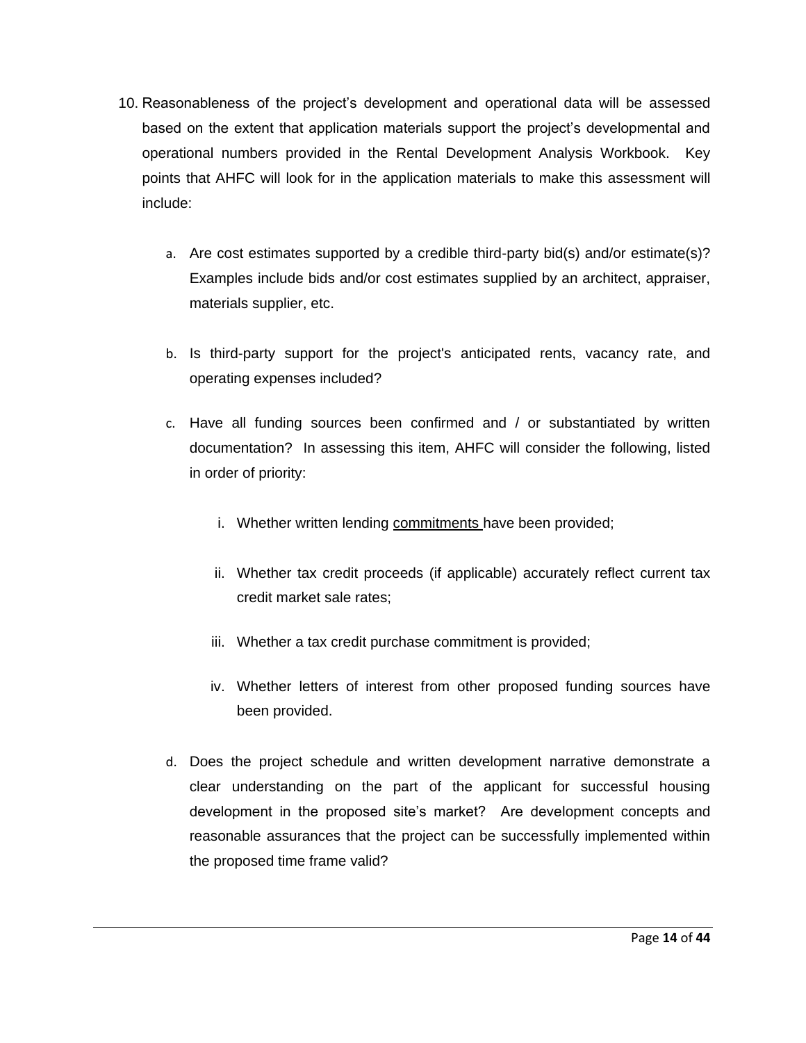10. Reasonableness of the project's development and operational data will be assessed based on the extent that application materials support the project's developmental and operational numbers provided in the Rental Development Analysis Workbook. Key points that AHFC will look for in the application materials to make this assessment will include:

    a. Are cost estimates supported by a credible third-party bid(s) and/or estimate(s)? Examples include bids and/or cost estimates supplied by an architect, appraiser, materials supplier, etc.

    b. Is third-party support for the project's anticipated rents, vacancy rate, and operating expenses included?

    c. Have all funding sources been confirmed and / or substantiated by written documentation? In assessing this item, AHFC will consider the following, listed in order of priority:

        i. Whether written lending <u>commitments</u> have been provided;

        ii. Whether tax credit proceeds (if applicable) accurately reflect current tax credit market sale rates;

        iii. Whether a tax credit purchase commitment is provided;

        iv. Whether letters of interest from other proposed funding sources have been provided.

    d. Does the project schedule and written development narrative demonstrate a clear understanding on the part of the applicant for successful housing development in the proposed site's market? Are development concepts and reasonable assurances that the project can be successfully implemented within the proposed time frame valid?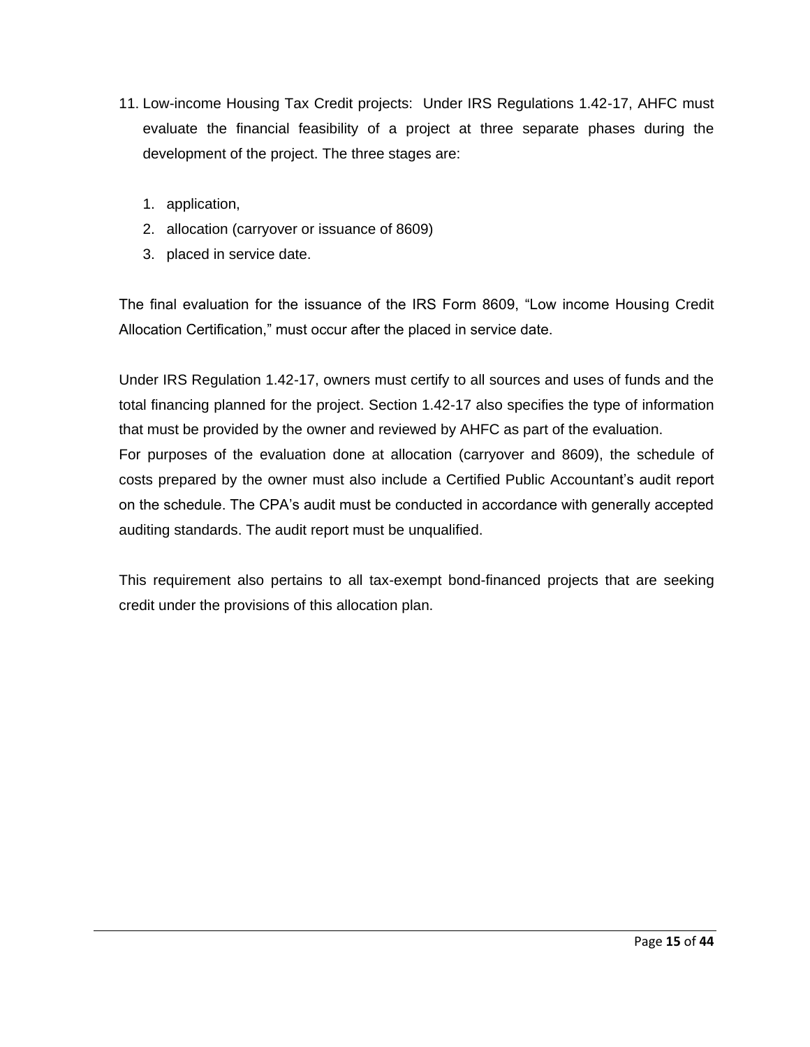11. Low-income Housing Tax Credit projects: Under IRS Regulations 1.42-17, AHFC must evaluate the financial feasibility of a project at three separate phases during the development of the project. The three stages are:

    1. application,
    2. allocation (carryover or issuance of 8609)
    3. placed in service date.

The final evaluation for the issuance of the IRS Form 8609, “Low income Housing Credit Allocation Certification,” must occur after the placed in service date.

Under IRS Regulation 1.42-17, owners must certify to all sources and uses of funds and the total financing planned for the project. Section 1.42-17 also specifies the type of information that must be provided by the owner and reviewed by AHFC as part of the evaluation.

For purposes of the evaluation done at allocation (carryover and 8609), the schedule of costs prepared by the owner must also include a Certified Public Accountant’s audit report on the schedule. The CPA’s audit must be conducted in accordance with generally accepted auditing standards. The audit report must be unqualified.

This requirement also pertains to all tax-exempt bond-financed projects that are seeking credit under the provisions of this allocation plan.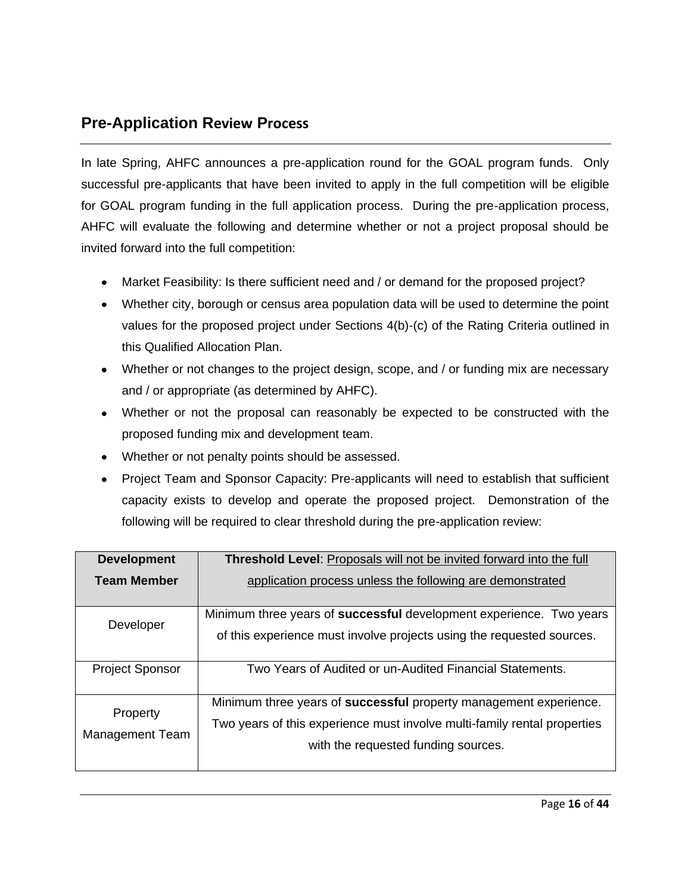## Pre-Application Review Process

In late Spring, AHFC announces a pre-application round for the GOAL program funds. Only successful pre-applicants that have been invited to apply in the full competition will be eligible for GOAL program funding in the full application process. During the pre-application process, AHFC will evaluate the following and determine whether or not a project proposal should be invited forward into the full competition:

- Market Feasibility: Is there sufficient need and / or demand for the proposed project?
- Whether city, borough or census area population data will be used to determine the point values for the proposed project under Sections 4(b)-(c) of the Rating Criteria outlined in this Qualified Allocation Plan.
- Whether or not changes to the project design, scope, and / or funding mix are necessary and / or appropriate (as determined by AHFC).
- Whether or not the proposal can reasonably be expected to be constructed with the proposed funding mix and development team.
- Whether or not penalty points should be assessed.
- Project Team and Sponsor Capacity: Pre-applicants will need to establish that sufficient capacity exists to develop and operate the proposed project. Demonstration of the following will be required to clear threshold during the pre-application review:

| **Development Team Member** | **Threshold Level**: Proposals will not be invited forward into the full application process unless the following are demonstrated |
|---|---|
| Developer | Minimum three years of **successful** development experience. Two years of this experience must involve projects using the requested sources. |
| Project Sponsor | Two Years of Audited or un-Audited Financial Statements. |
| Property Management Team | Minimum three years of **successful** property management experience. Two years of this experience must involve multi-family rental properties with the requested funding sources. |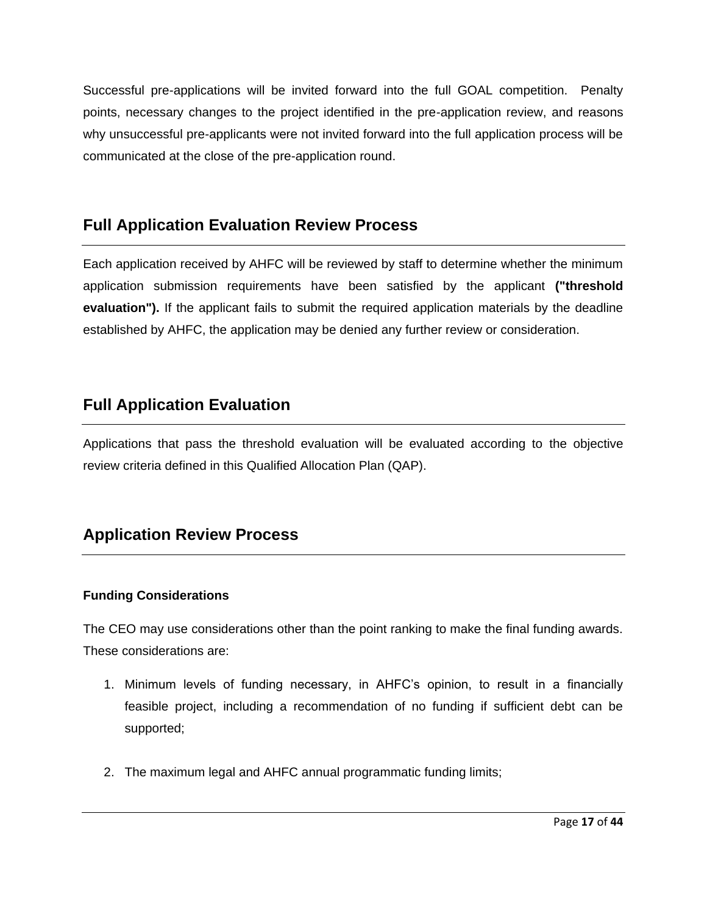Successful pre-applications will be invited forward into the full GOAL competition. Penalty points, necessary changes to the project identified in the pre-application review, and reasons why unsuccessful pre-applicants were not invited forward into the full application process will be communicated at the close of the pre-application round.

## Full Application Evaluation Review Process

Each application received by AHFC will be reviewed by staff to determine whether the minimum application submission requirements have been satisfied by the applicant **("threshold evaluation").** If the applicant fails to submit the required application materials by the deadline established by AHFC, the application may be denied any further review or consideration.

## Full Application Evaluation

Applications that pass the threshold evaluation will be evaluated according to the objective review criteria defined in this Qualified Allocation Plan (QAP).

## Application Review Process

### Funding Considerations

The CEO may use considerations other than the point ranking to make the final funding awards. These considerations are:

1. Minimum levels of funding necessary, in AHFC's opinion, to result in a financially feasible project, including a recommendation of no funding if sufficient debt can be supported;

2. The maximum legal and AHFC annual programmatic funding limits;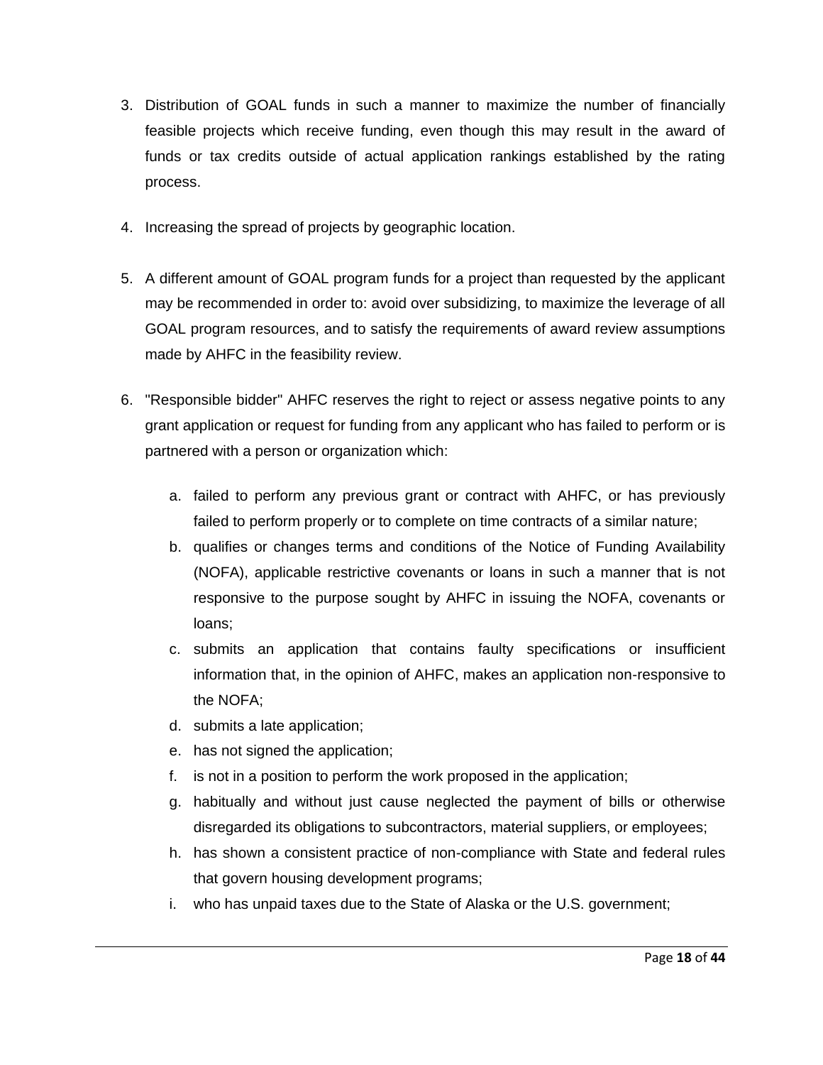3. Distribution of GOAL funds in such a manner to maximize the number of financially feasible projects which receive funding, even though this may result in the award of funds or tax credits outside of actual application rankings established by the rating process.

4. Increasing the spread of projects by geographic location.

5. A different amount of GOAL program funds for a project than requested by the applicant may be recommended in order to: avoid over subsidizing, to maximize the leverage of all GOAL program resources, and to satisfy the requirements of award review assumptions made by AHFC in the feasibility review.

6. "Responsible bidder" AHFC reserves the right to reject or assess negative points to any grant application or request for funding from any applicant who has failed to perform or is partnered with a person or organization which:

   a. failed to perform any previous grant or contract with AHFC, or has previously failed to perform properly or to complete on time contracts of a similar nature;
   b. qualifies or changes terms and conditions of the Notice of Funding Availability (NOFA), applicable restrictive covenants or loans in such a manner that is not responsive to the purpose sought by AHFC in issuing the NOFA, covenants or loans;
   c. submits an application that contains faulty specifications or insufficient information that, in the opinion of AHFC, makes an application non-responsive to the NOFA;
   d. submits a late application;
   e. has not signed the application;
   f. is not in a position to perform the work proposed in the application;
   g. habitually and without just cause neglected the payment of bills or otherwise disregarded its obligations to subcontractors, material suppliers, or employees;
   h. has shown a consistent practice of non-compliance with State and federal rules that govern housing development programs;
   i. who has unpaid taxes due to the State of Alaska or the U.S. government;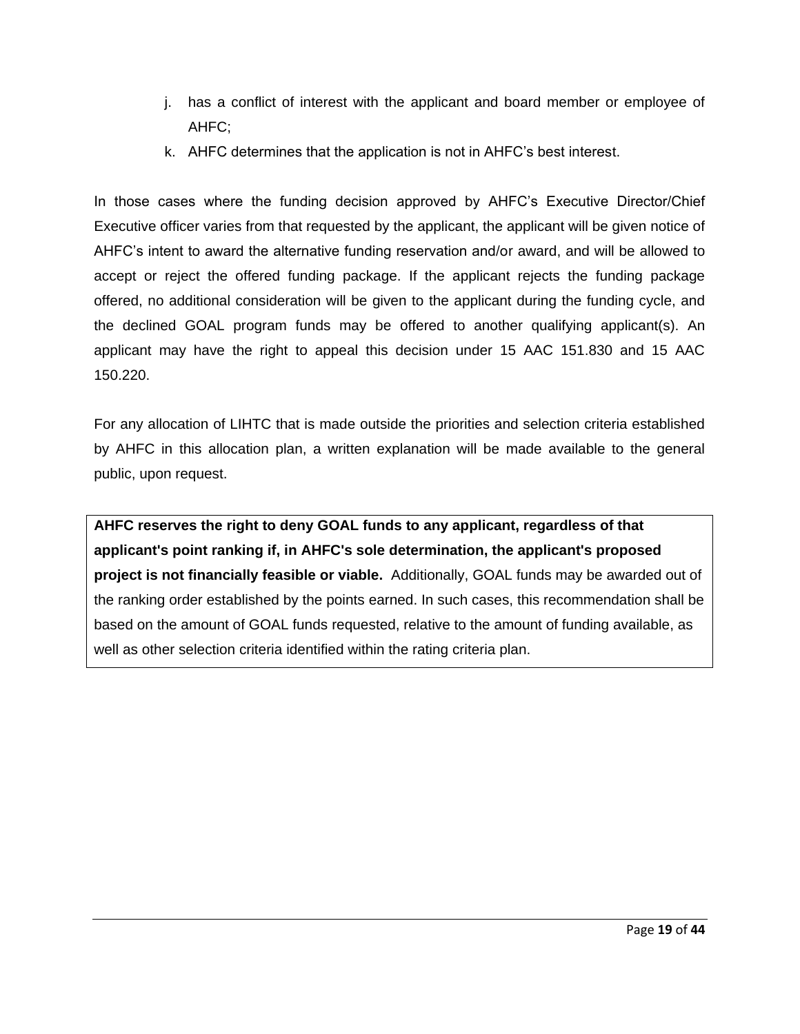j. has a conflict of interest with the applicant and board member or employee of AHFC;
k. AHFC determines that the application is not in AHFC's best interest.

In those cases where the funding decision approved by AHFC's Executive Director/Chief Executive officer varies from that requested by the applicant, the applicant will be given notice of AHFC's intent to award the alternative funding reservation and/or award, and will be allowed to accept or reject the offered funding package. If the applicant rejects the funding package offered, no additional consideration will be given to the applicant during the funding cycle, and the declined GOAL program funds may be offered to another qualifying applicant(s). An applicant may have the right to appeal this decision under 15 AAC 151.830 and 15 AAC 150.220.

For any allocation of LIHTC that is made outside the priorities and selection criteria established by AHFC in this allocation plan, a written explanation will be made available to the general public, upon request.

**AHFC reserves the right to deny GOAL funds to any applicant, regardless of that applicant's point ranking if, in AHFC's sole determination, the applicant's proposed project is not financially feasible or viable.** Additionally, GOAL funds may be awarded out of the ranking order established by the points earned. In such cases, this recommendation shall be based on the amount of GOAL funds requested, relative to the amount of funding available, as well as other selection criteria identified within the rating criteria plan.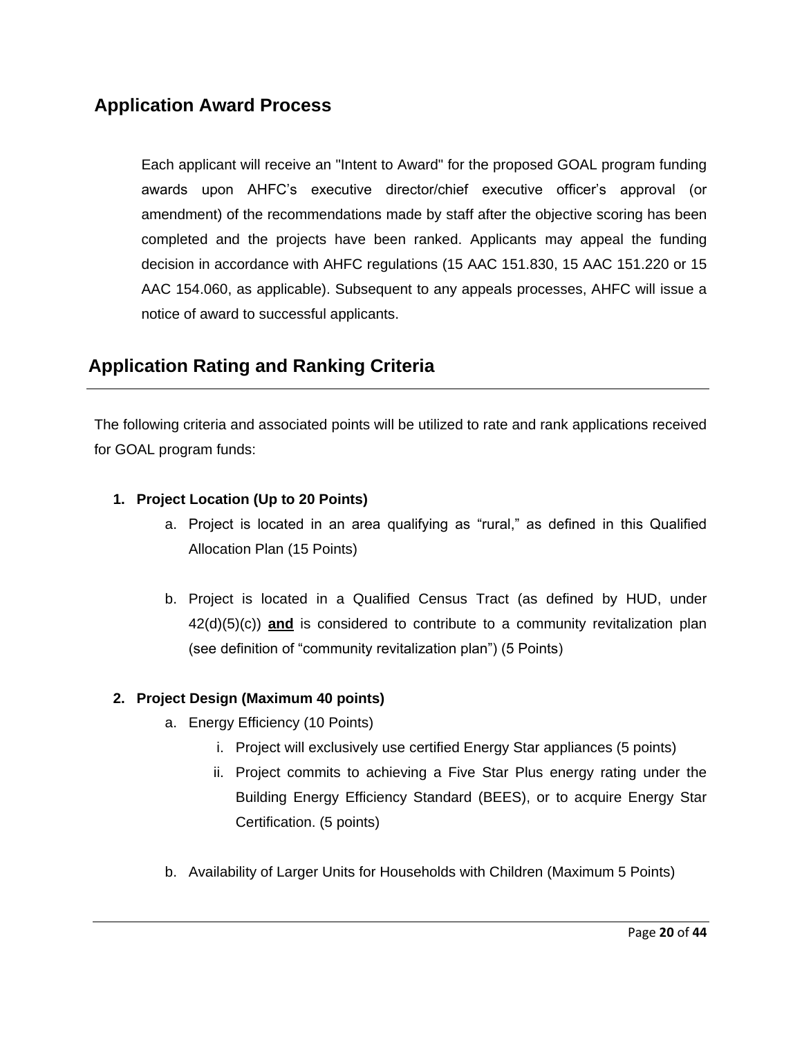## Application Award Process

Each applicant will receive an "Intent to Award" for the proposed GOAL program funding awards upon AHFC's executive director/chief executive officer's approval (or amendment) of the recommendations made by staff after the objective scoring has been completed and the projects have been ranked. Applicants may appeal the funding decision in accordance with AHFC regulations (15 AAC 151.830, 15 AAC 151.220 or 15 AAC 154.060, as applicable). Subsequent to any appeals processes, AHFC will issue a notice of award to successful applicants.

## Application Rating and Ranking Criteria

The following criteria and associated points will be utilized to rate and rank applications received for GOAL program funds:

1. **Project Location (Up to 20 Points)**
   a. Project is located in an area qualifying as "rural," as defined in this Qualified Allocation Plan (15 Points)

   b. Project is located in a Qualified Census Tract (as defined by HUD, under 42(d)(5)(c)) **and** is considered to contribute to a community revitalization plan (see definition of "community revitalization plan") (5 Points)

2. **Project Design (Maximum 40 points)**
   a. Energy Efficiency (10 Points)
      i. Project will exclusively use certified Energy Star appliances (5 points)
      ii. Project commits to achieving a Five Star Plus energy rating under the Building Energy Efficiency Standard (BEES), or to acquire Energy Star Certification. (5 points)

   b. Availability of Larger Units for Households with Children (Maximum 5 Points)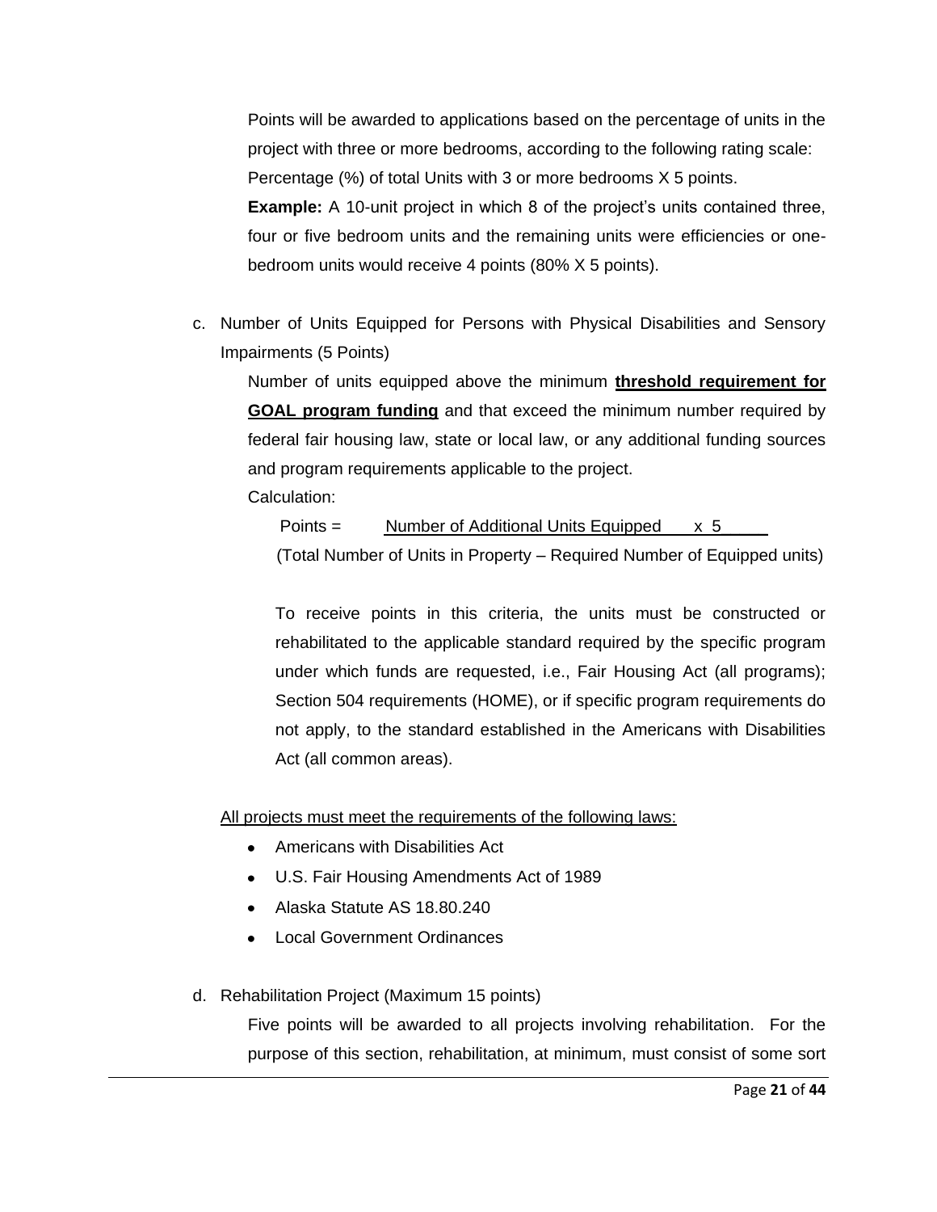Points will be awarded to applications based on the percentage of units in the project with three or more bedrooms, according to the following rating scale: Percentage (%) of total Units with 3 or more bedrooms X 5 points.

**Example:** A 10-unit project in which 8 of the project's units contained three, four or five bedroom units and the remaining units were efficiencies or one-bedroom units would receive 4 points (80% X 5 points).

c. Number of Units Equipped for Persons with Physical Disabilities and Sensory Impairments (5 Points)

Number of units equipped above the minimum **threshold requirement for GOAL program funding** and that exceed the minimum number required by federal fair housing law, state or local law, or any additional funding sources and program requirements applicable to the project.

Calculation:

$$\text{Points} = \frac{\text{Number of Additional Units Equipped} \times 5}{(\text{Total Number of Units in Property} - \text{Required Number of Equipped units})}$$

To receive points in this criteria, the units must be constructed or rehabilitated to the applicable standard required by the specific program under which funds are requested, i.e., Fair Housing Act (all programs); Section 504 requirements (HOME), or if specific program requirements do not apply, to the standard established in the Americans with Disabilities Act (all common areas).

All projects must meet the requirements of the following laws:

- Americans with Disabilities Act
- U.S. Fair Housing Amendments Act of 1989
- Alaska Statute AS 18.80.240
- Local Government Ordinances

d. Rehabilitation Project (Maximum 15 points)

Five points will be awarded to all projects involving rehabilitation. For the purpose of this section, rehabilitation, at minimum, must consist of some sort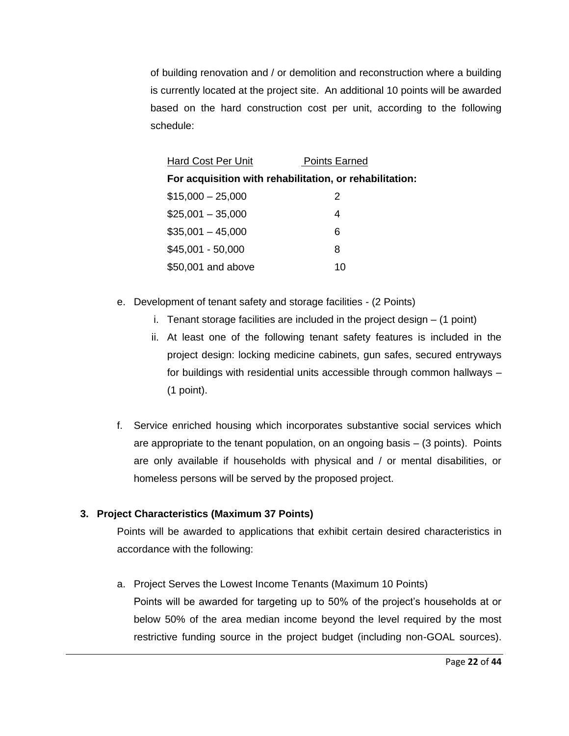of building renovation and / or demolition and reconstruction where a building is currently located at the project site. An additional 10 points will be awarded based on the hard construction cost per unit, according to the following schedule:

| Hard Cost Per Unit | Points Earned |
| --- | --- |
| **For acquisition with rehabilitation, or rehabilitation:** | |
| $15,000 – 25,000 | 2 |
| $25,001 – 35,000 | 4 |
| $35,001 – 45,000 | 6 |
| $45,001 - 50,000 | 8 |
| $50,001 and above | 10 |

e. Development of tenant safety and storage facilities - (2 Points)
   i. Tenant storage facilities are included in the project design – (1 point)
   ii. At least one of the following tenant safety features is included in the project design: locking medicine cabinets, gun safes, secured entryways for buildings with residential units accessible through common hallways – (1 point).

f. Service enriched housing which incorporates substantive social services which are appropriate to the tenant population, on an ongoing basis – (3 points). Points are only available if households with physical and / or mental disabilities, or homeless persons will be served by the proposed project.

### 3. Project Characteristics (Maximum 37 Points)

Points will be awarded to applications that exhibit certain desired characteristics in accordance with the following:

a. Project Serves the Lowest Income Tenants (Maximum 10 Points)
   Points will be awarded for targeting up to 50% of the project's households at or below 50% of the area median income beyond the level required by the most restrictive funding source in the project budget (including non-GOAL sources).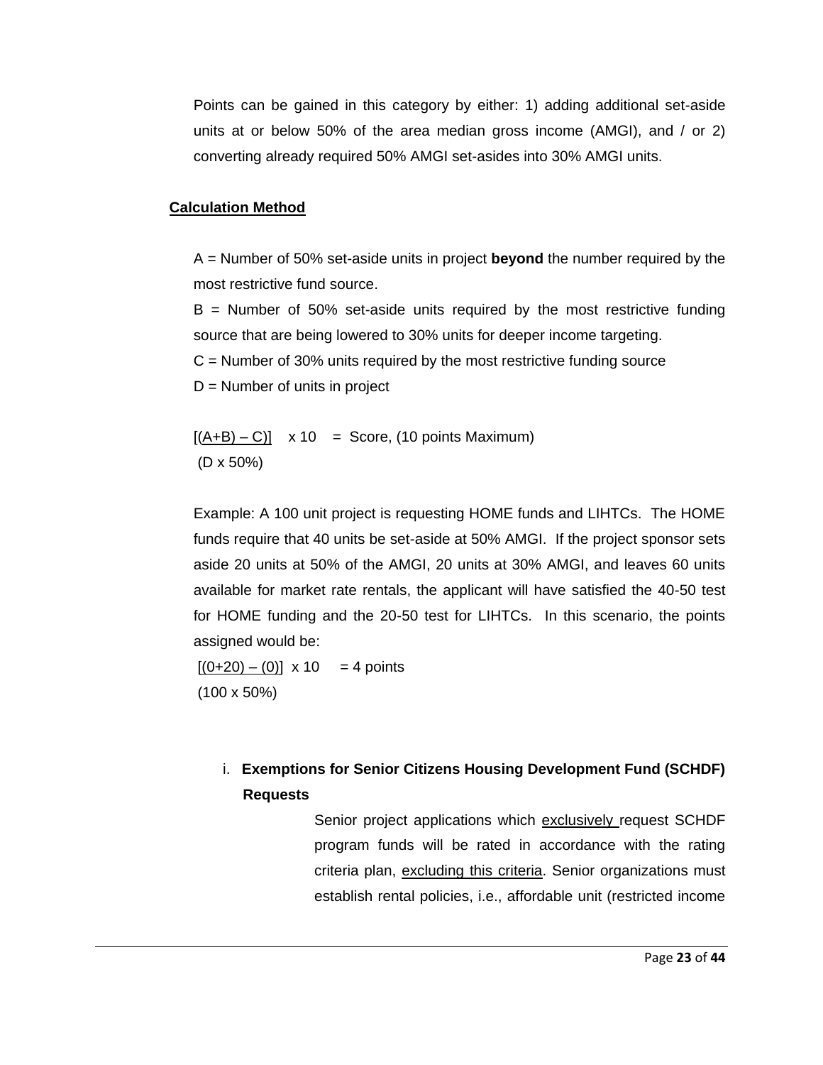Points can be gained in this category by either: 1) adding additional set-aside units at or below 50% of the area median gross income (AMGI), and / or 2) converting already required 50% AMGI set-asides into 30% AMGI units.

**Calculation Method**

A = Number of 50% set-aside units in project **beyond** the number required by the most restrictive fund source.

B = Number of 50% set-aside units required by the most restrictive funding source that are being lowered to 30% units for deeper income targeting.

C = Number of 30% units required by the most restrictive funding source

D = Number of units in project

$$\frac{[(A+B) - C)]}{(D \times 50\%)} \times 10 = \text{Score, (10 points Maximum)}$$

Example: A 100 unit project is requesting HOME funds and LIHTCs. The HOME funds require that 40 units be set-aside at 50% AMGI. If the project sponsor sets aside 20 units at 50% of the AMGI, 20 units at 30% AMGI, and leaves 60 units available for market rate rentals, the applicant will have satisfied the 40-50 test for HOME funding and the 20-50 test for LIHTCs. In this scenario, the points assigned would be:

$$\frac{[(0+20) - (0)]}{(100 \times 50\%)} \times 10 = 4 \text{ points}$$

i. **Exemptions for Senior Citizens Housing Development Fund (SCHDF) Requests**

Senior project applications which exclusively request SCHDF program funds will be rated in accordance with the rating criteria plan, excluding this criteria. Senior organizations must establish rental policies, i.e., affordable unit (restricted income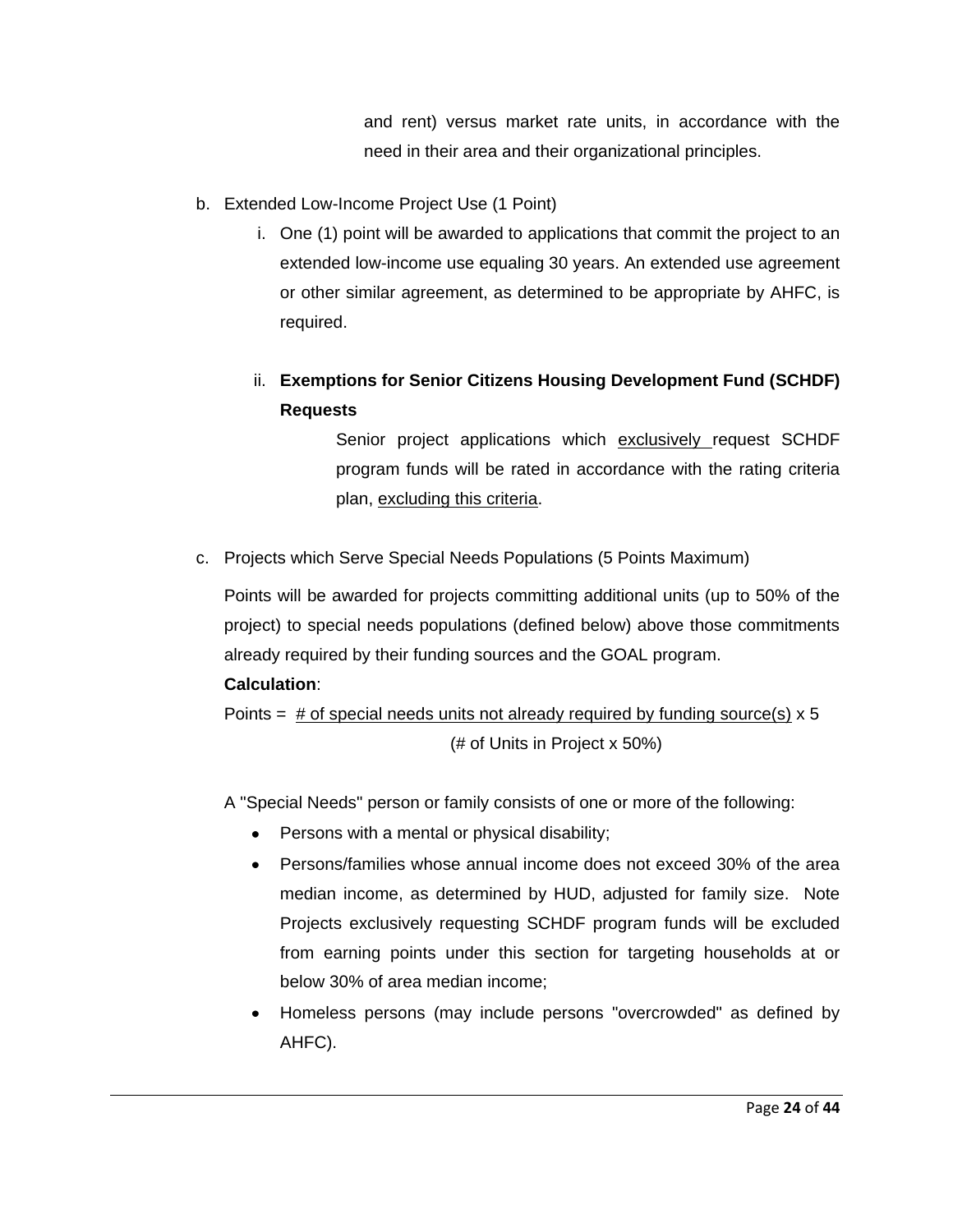and rent) versus market rate units, in accordance with the need in their area and their organizational principles.

b. Extended Low-Income Project Use (1 Point)

   i. One (1) point will be awarded to applications that commit the project to an extended low-income use equaling 30 years. An extended use agreement or other similar agreement, as determined to be appropriate by AHFC, is required.

   ii. **Exemptions for Senior Citizens Housing Development Fund (SCHDF) Requests**

      Senior project applications which <u>exclusively</u> request SCHDF program funds will be rated in accordance with the rating criteria plan, <u>excluding this criteria</u>.

c. Projects which Serve Special Needs Populations (5 Points Maximum)

   Points will be awarded for projects committing additional units (up to 50% of the project) to special needs populations (defined below) above those commitments already required by their funding sources and the GOAL program.

   **Calculation**:

   $$\text{Points} = \frac{\text{\# of special needs units not already required by funding source(s)}}{(\text{\# of Units in Project} \times 50\%)} \times 5$$

   A "Special Needs" person or family consists of one or more of the following:

   - Persons with a mental or physical disability;
   - Persons/families whose annual income does not exceed 30% of the area median income, as determined by HUD, adjusted for family size. Note Projects exclusively requesting SCHDF program funds will be excluded from earning points under this section for targeting households at or below 30% of area median income;
   - Homeless persons (may include persons "overcrowded" as defined by AHFC).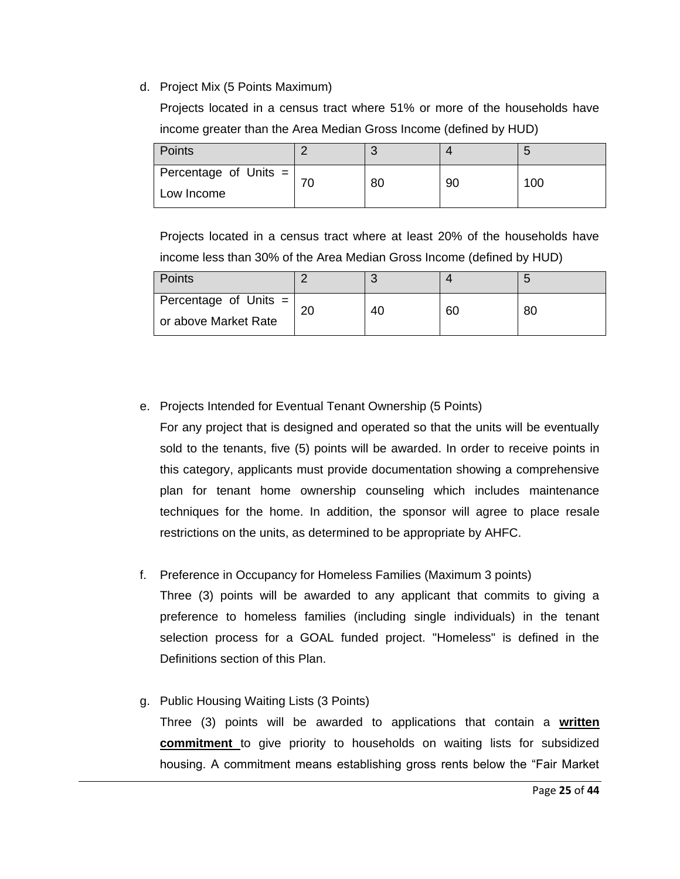d. Project Mix (5 Points Maximum)

Projects located in a census tract where 51% or more of the households have income greater than the Area Median Gross Income (defined by HUD)

| Points | 2 | 3 | 4 | 5 |
|---|---|---|---|---|
| Percentage of Units = Low Income | 70 | 80 | 90 | 100 |

Projects located in a census tract where at least 20% of the households have income less than 30% of the Area Median Gross Income (defined by HUD)

| Points | 2 | 3 | 4 | 5 |
|---|---|---|---|---|
| Percentage of Units = or above Market Rate | 20 | 40 | 60 | 80 |

e. Projects Intended for Eventual Tenant Ownership (5 Points)

For any project that is designed and operated so that the units will be eventually sold to the tenants, five (5) points will be awarded. In order to receive points in this category, applicants must provide documentation showing a comprehensive plan for tenant home ownership counseling which includes maintenance techniques for the home. In addition, the sponsor will agree to place resale restrictions on the units, as determined to be appropriate by AHFC.

f. Preference in Occupancy for Homeless Families (Maximum 3 points)

Three (3) points will be awarded to any applicant that commits to giving a preference to homeless families (including single individuals) in the tenant selection process for a GOAL funded project. "Homeless" is defined in the Definitions section of this Plan.

g. Public Housing Waiting Lists (3 Points)

Three (3) points will be awarded to applications that contain a **written commitment** to give priority to households on waiting lists for subsidized housing. A commitment means establishing gross rents below the "Fair Market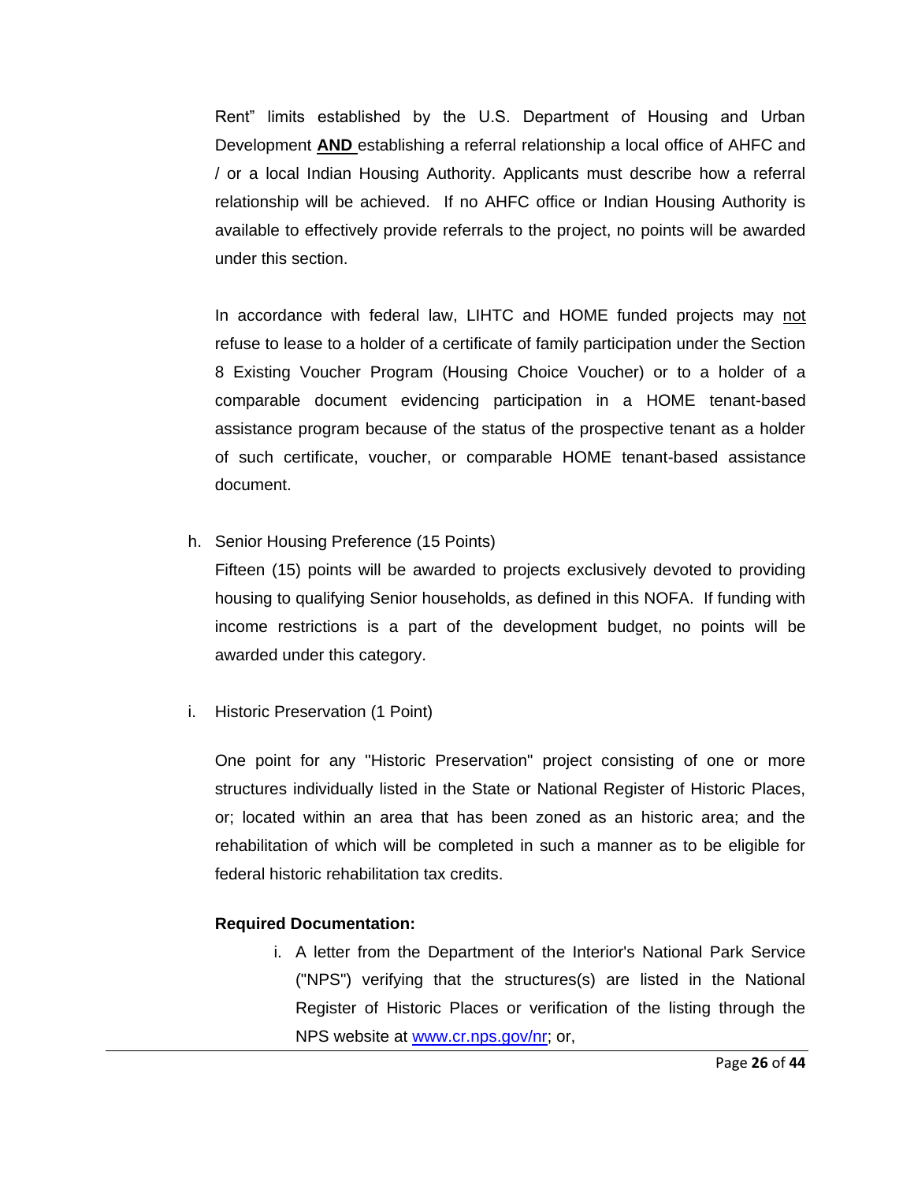Rent" limits established by the U.S. Department of Housing and Urban Development **AND** establishing a referral relationship a local office of AHFC and / or a local Indian Housing Authority. Applicants must describe how a referral relationship will be achieved. If no AHFC office or Indian Housing Authority is available to effectively provide referrals to the project, no points will be awarded under this section.

In accordance with federal law, LIHTC and HOME funded projects may not refuse to lease to a holder of a certificate of family participation under the Section 8 Existing Voucher Program (Housing Choice Voucher) or to a holder of a comparable document evidencing participation in a HOME tenant-based assistance program because of the status of the prospective tenant as a holder of such certificate, voucher, or comparable HOME tenant-based assistance document.

h. Senior Housing Preference (15 Points)

Fifteen (15) points will be awarded to projects exclusively devoted to providing housing to qualifying Senior households, as defined in this NOFA. If funding with income restrictions is a part of the development budget, no points will be awarded under this category.

i. Historic Preservation (1 Point)

One point for any "Historic Preservation" project consisting of one or more structures individually listed in the State or National Register of Historic Places, or; located within an area that has been zoned as an historic area; and the rehabilitation of which will be completed in such a manner as to be eligible for federal historic rehabilitation tax credits.

**Required Documentation:**

i. A letter from the Department of the Interior's National Park Service ("NPS") verifying that the structures(s) are listed in the National Register of Historic Places or verification of the listing through the NPS website at www.cr.nps.gov/nr; or,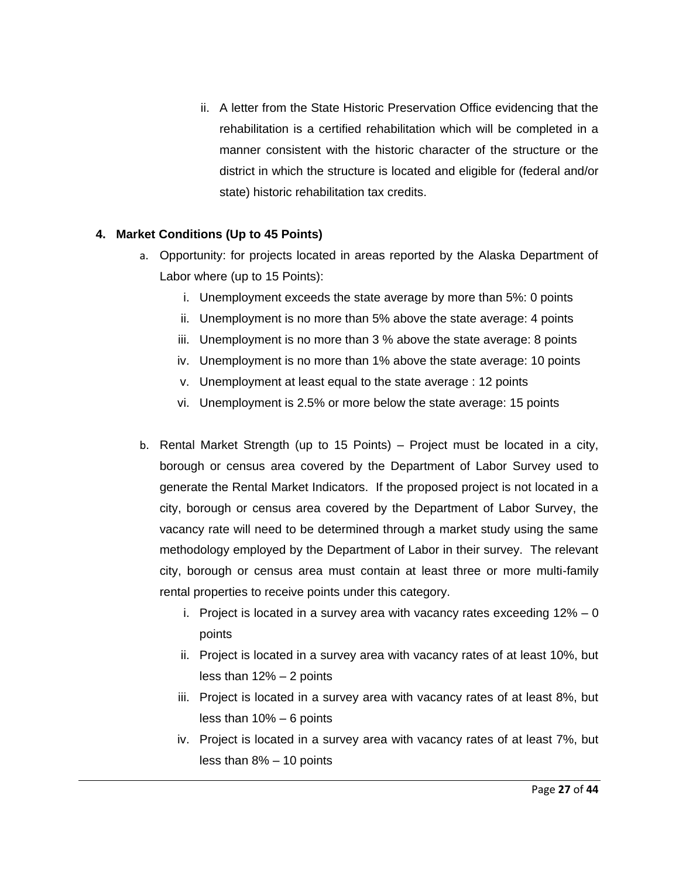ii. A letter from the State Historic Preservation Office evidencing that the rehabilitation is a certified rehabilitation which will be completed in a manner consistent with the historic character of the structure or the district in which the structure is located and eligible for (federal and/or state) historic rehabilitation tax credits.

**4. Market Conditions (Up to 45 Points)**

a. Opportunity: for projects located in areas reported by the Alaska Department of Labor where (up to 15 Points):

   i. Unemployment exceeds the state average by more than 5%: 0 points
   ii. Unemployment is no more than 5% above the state average: 4 points
   iii. Unemployment is no more than 3 % above the state average: 8 points
   iv. Unemployment is no more than 1% above the state average: 10 points
   v. Unemployment at least equal to the state average : 12 points
   vi. Unemployment is 2.5% or more below the state average: 15 points

b. Rental Market Strength (up to 15 Points) – Project must be located in a city, borough or census area covered by the Department of Labor Survey used to generate the Rental Market Indicators. If the proposed project is not located in a city, borough or census area covered by the Department of Labor Survey, the vacancy rate will need to be determined through a market study using the same methodology employed by the Department of Labor in their survey. The relevant city, borough or census area must contain at least three or more multi-family rental properties to receive points under this category.

   i. Project is located in a survey area with vacancy rates exceeding 12% – 0 points
   ii. Project is located in a survey area with vacancy rates of at least 10%, but less than 12% – 2 points
   iii. Project is located in a survey area with vacancy rates of at least 8%, but less than 10% – 6 points
   iv. Project is located in a survey area with vacancy rates of at least 7%, but less than 8% – 10 points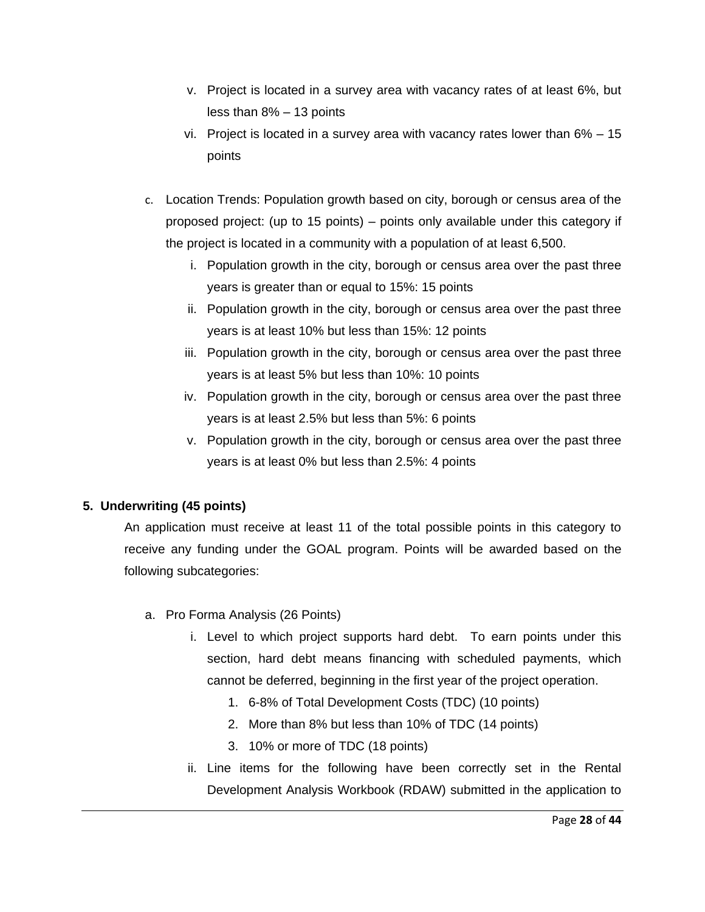v. Project is located in a survey area with vacancy rates of at least 6%, but less than 8% – 13 points

vi. Project is located in a survey area with vacancy rates lower than 6% – 15 points

c. Location Trends: Population growth based on city, borough or census area of the proposed project: (up to 15 points) – points only available under this category if the project is located in a community with a population of at least 6,500.

   i. Population growth in the city, borough or census area over the past three years is greater than or equal to 15%: 15 points

   ii. Population growth in the city, borough or census area over the past three years is at least 10% but less than 15%: 12 points

   iii. Population growth in the city, borough or census area over the past three years is at least 5% but less than 10%: 10 points

   iv. Population growth in the city, borough or census area over the past three years is at least 2.5% but less than 5%: 6 points

   v. Population growth in the city, borough or census area over the past three years is at least 0% but less than 2.5%: 4 points

**5. Underwriting (45 points)**

An application must receive at least 11 of the total possible points in this category to receive any funding under the GOAL program. Points will be awarded based on the following subcategories:

a. Pro Forma Analysis (26 Points)

   i. Level to which project supports hard debt. To earn points under this section, hard debt means financing with scheduled payments, which cannot be deferred, beginning in the first year of the project operation.

      1. 6-8% of Total Development Costs (TDC) (10 points)
      2. More than 8% but less than 10% of TDC (14 points)
      3. 10% or more of TDC (18 points)

   ii. Line items for the following have been correctly set in the Rental Development Analysis Workbook (RDAW) submitted in the application to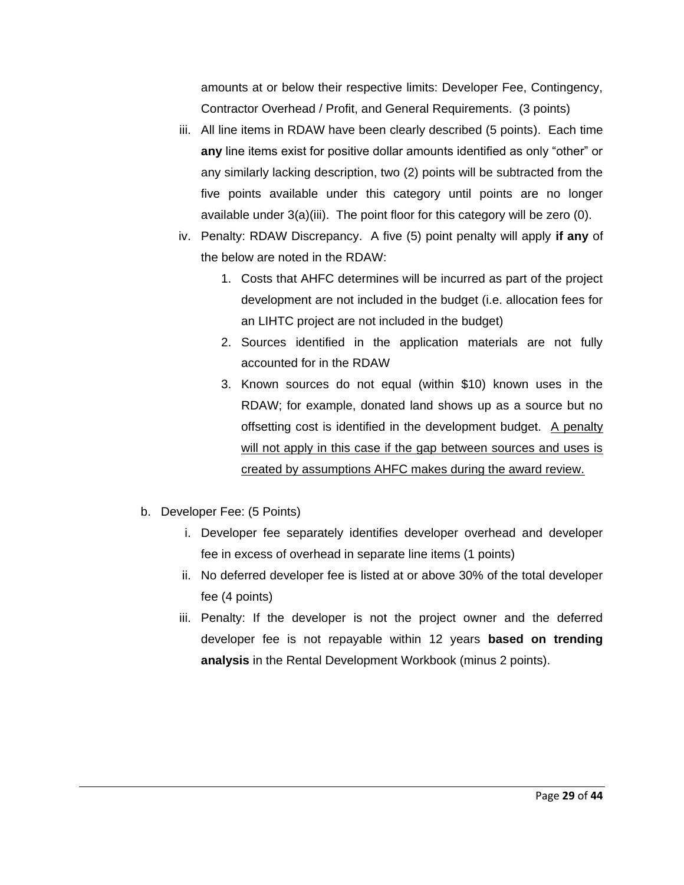amounts at or below their respective limits: Developer Fee, Contingency, Contractor Overhead / Profit, and General Requirements. (3 points)

iii. All line items in RDAW have been clearly described (5 points). Each time **any** line items exist for positive dollar amounts identified as only "other" or any similarly lacking description, two (2) points will be subtracted from the five points available under this category until points are no longer available under 3(a)(iii). The point floor for this category will be zero (0).

iv. Penalty: RDAW Discrepancy. A five (5) point penalty will apply **if any** of the below are noted in the RDAW:
   1. Costs that AHFC determines will be incurred as part of the project development are not included in the budget (i.e. allocation fees for an LIHTC project are not included in the budget)
   2. Sources identified in the application materials are not fully accounted for in the RDAW
   3. Known sources do not equal (within $10) known uses in the RDAW; for example, donated land shows up as a source but no offsetting cost is identified in the development budget. <u>A penalty will not apply in this case if the gap between sources and uses is created by assumptions AHFC makes during the award review.</u>

b. Developer Fee: (5 Points)
   i. Developer fee separately identifies developer overhead and developer fee in excess of overhead in separate line items (1 points)
   ii. No deferred developer fee is listed at or above 30% of the total developer fee (4 points)
   iii. Penalty: If the developer is not the project owner and the deferred developer fee is not repayable within 12 years **based on trending analysis** in the Rental Development Workbook (minus 2 points).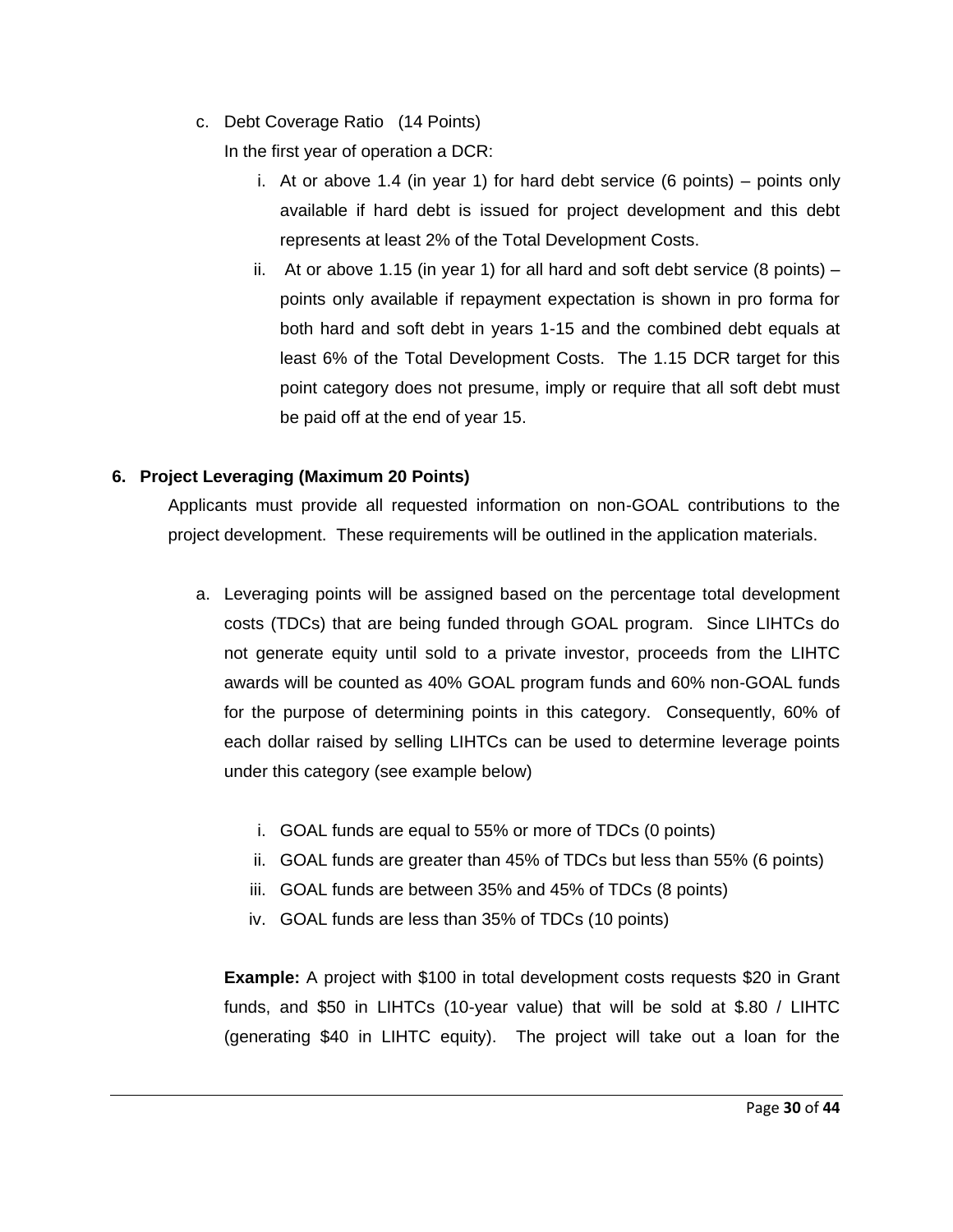c. Debt Coverage Ratio (14 Points)

   In the first year of operation a DCR:

   i. At or above 1.4 (in year 1) for hard debt service (6 points) – points only available if hard debt is issued for project development and this debt represents at least 2% of the Total Development Costs.

   ii. At or above 1.15 (in year 1) for all hard and soft debt service (8 points) – points only available if repayment expectation is shown in pro forma for both hard and soft debt in years 1-15 and the combined debt equals at least 6% of the Total Development Costs. The 1.15 DCR target for this point category does not presume, imply or require that all soft debt must be paid off at the end of year 15.

**6. Project Leveraging (Maximum 20 Points)**

Applicants must provide all requested information on non-GOAL contributions to the project development. These requirements will be outlined in the application materials.

a. Leveraging points will be assigned based on the percentage total development costs (TDCs) that are being funded through GOAL program. Since LIHTCs do not generate equity until sold to a private investor, proceeds from the LIHTC awards will be counted as 40% GOAL program funds and 60% non-GOAL funds for the purpose of determining points in this category. Consequently, 60% of each dollar raised by selling LIHTCs can be used to determine leverage points under this category (see example below)

   i. GOAL funds are equal to 55% or more of TDCs (0 points)
   ii. GOAL funds are greater than 45% of TDCs but less than 55% (6 points)
   iii. GOAL funds are between 35% and 45% of TDCs (8 points)
   iv. GOAL funds are less than 35% of TDCs (10 points)

   **Example:** A project with $100 in total development costs requests $20 in Grant funds, and $50 in LIHTCs (10-year value) that will be sold at $.80 / LIHTC (generating $40 in LIHTC equity). The project will take out a loan for the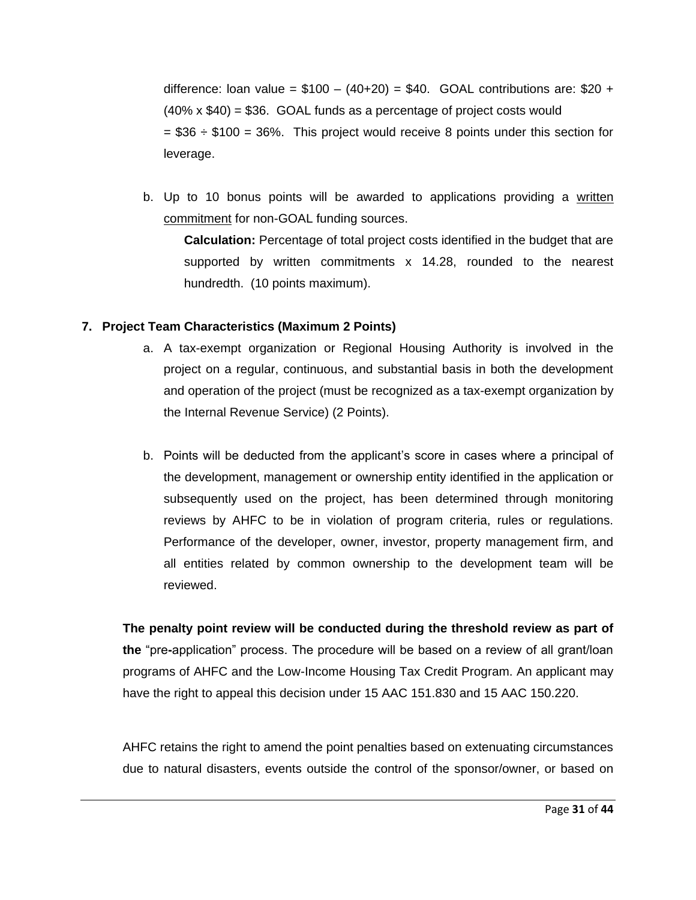difference: loan value = $100 – (40+20) = $40. GOAL contributions are: $20 + (40% x $40) = $36. GOAL funds as a percentage of project costs would = $36 ÷ $100 = 36%. This project would receive 8 points under this section for leverage.

b. Up to 10 bonus points will be awarded to applications providing a written commitment for non-GOAL funding sources.

   **Calculation:** Percentage of total project costs identified in the budget that are supported by written commitments x 14.28, rounded to the nearest hundredth. (10 points maximum).

**7. Project Team Characteristics (Maximum 2 Points)**

a. A tax-exempt organization or Regional Housing Authority is involved in the project on a regular, continuous, and substantial basis in both the development and operation of the project (must be recognized as a tax-exempt organization by the Internal Revenue Service) (2 Points).

b. Points will be deducted from the applicant's score in cases where a principal of the development, management or ownership entity identified in the application or subsequently used on the project, has been determined through monitoring reviews by AHFC to be in violation of program criteria, rules or regulations. Performance of the developer, owner, investor, property management firm, and all entities related by common ownership to the development team will be reviewed.

**The penalty point review will be conducted during the threshold review as part of the** "pre-application" process. The procedure will be based on a review of all grant/loan programs of AHFC and the Low-Income Housing Tax Credit Program. An applicant may have the right to appeal this decision under 15 AAC 151.830 and 15 AAC 150.220.

AHFC retains the right to amend the point penalties based on extenuating circumstances due to natural disasters, events outside the control of the sponsor/owner, or based on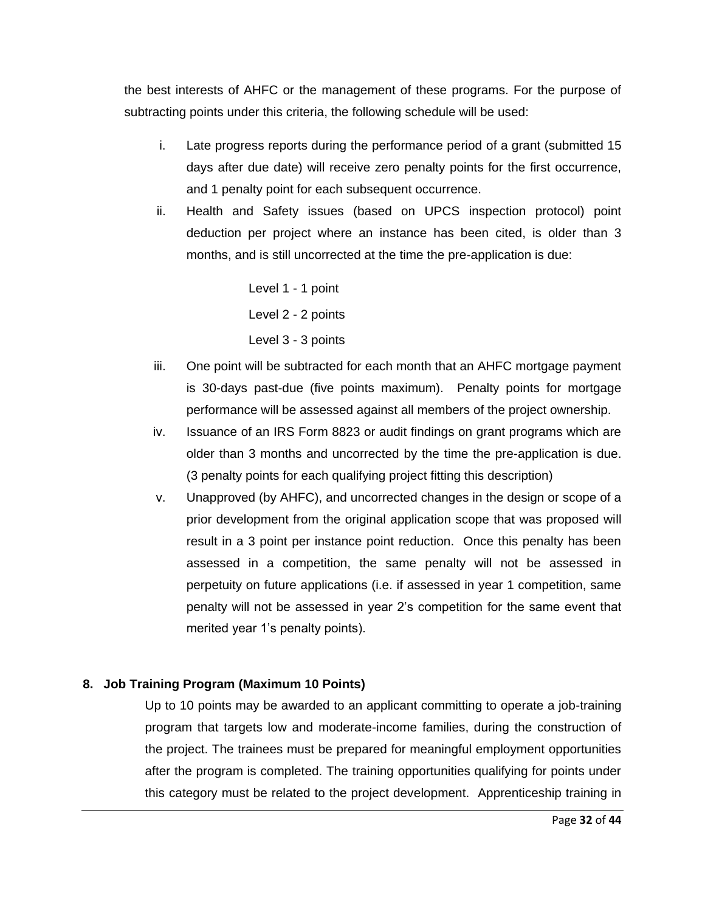the best interests of AHFC or the management of these programs. For the purpose of subtracting points under this criteria, the following schedule will be used:

i. Late progress reports during the performance period of a grant (submitted 15 days after due date) will receive zero penalty points for the first occurrence, and 1 penalty point for each subsequent occurrence.

ii. Health and Safety issues (based on UPCS inspection protocol) point deduction per project where an instance has been cited, is older than 3 months, and is still uncorrected at the time the pre-application is due:

    Level 1 - 1 point

    Level 2 - 2 points

    Level 3 - 3 points

iii. One point will be subtracted for each month that an AHFC mortgage payment is 30-days past-due (five points maximum). Penalty points for mortgage performance will be assessed against all members of the project ownership.

iv. Issuance of an IRS Form 8823 or audit findings on grant programs which are older than 3 months and uncorrected by the time the pre-application is due. (3 penalty points for each qualifying project fitting this description)

v. Unapproved (by AHFC), and uncorrected changes in the design or scope of a prior development from the original application scope that was proposed will result in a 3 point per instance point reduction. Once this penalty has been assessed in a competition, the same penalty will not be assessed in perpetuity on future applications (i.e. if assessed in year 1 competition, same penalty will not be assessed in year 2's competition for the same event that merited year 1's penalty points).

**8. Job Training Program (Maximum 10 Points)**

Up to 10 points may be awarded to an applicant committing to operate a job-training program that targets low and moderate-income families, during the construction of the project. The trainees must be prepared for meaningful employment opportunities after the program is completed. The training opportunities qualifying for points under this category must be related to the project development. Apprenticeship training in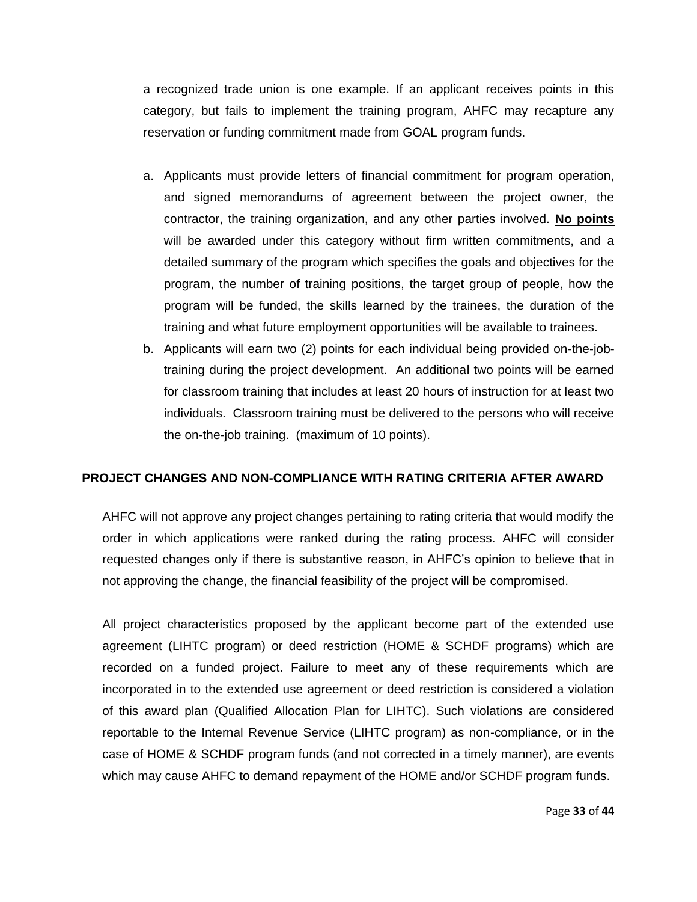a recognized trade union is one example. If an applicant receives points in this category, but fails to implement the training program, AHFC may recapture any reservation or funding commitment made from GOAL program funds.

a. Applicants must provide letters of financial commitment for program operation, and signed memorandums of agreement between the project owner, the contractor, the training organization, and any other parties involved. **<u>No points</u>** will be awarded under this category without firm written commitments, and a detailed summary of the program which specifies the goals and objectives for the program, the number of training positions, the target group of people, how the program will be funded, the skills learned by the trainees, the duration of the training and what future employment opportunities will be available to trainees.
b. Applicants will earn two (2) points for each individual being provided on-the-job-training during the project development. An additional two points will be earned for classroom training that includes at least 20 hours of instruction for at least two individuals. Classroom training must be delivered to the persons who will receive the on-the-job training. (maximum of 10 points).

## PROJECT CHANGES AND NON-COMPLIANCE WITH RATING CRITERIA AFTER AWARD

AHFC will not approve any project changes pertaining to rating criteria that would modify the order in which applications were ranked during the rating process. AHFC will consider requested changes only if there is substantive reason, in AHFC's opinion to believe that in not approving the change, the financial feasibility of the project will be compromised.

All project characteristics proposed by the applicant become part of the extended use agreement (LIHTC program) or deed restriction (HOME & SCHDF programs) which are recorded on a funded project. Failure to meet any of these requirements which are incorporated in to the extended use agreement or deed restriction is considered a violation of this award plan (Qualified Allocation Plan for LIHTC). Such violations are considered reportable to the Internal Revenue Service (LIHTC program) as non-compliance, or in the case of HOME & SCHDF program funds (and not corrected in a timely manner), are events which may cause AHFC to demand repayment of the HOME and/or SCHDF program funds.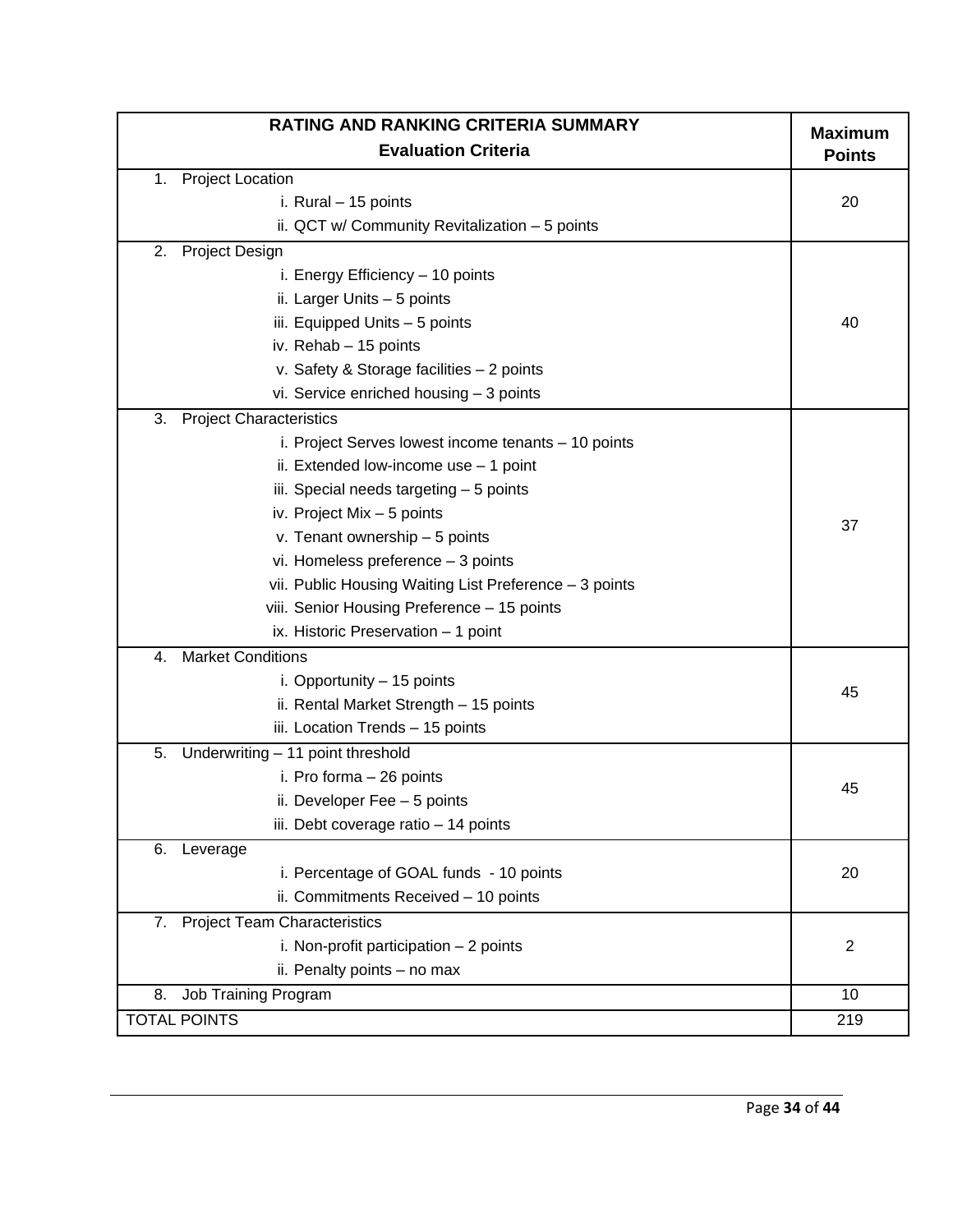| RATING AND RANKING CRITERIA SUMMARY<br>Evaluation Criteria | Maximum Points |
|---|---|
| 1. Project Location<br>i. Rural – 15 points<br>ii. QCT w/ Community Revitalization – 5 points | 20 |
| 2. Project Design<br>i. Energy Efficiency – 10 points<br>ii. Larger Units – 5 points<br>iii. Equipped Units – 5 points<br>iv. Rehab – 15 points<br>v. Safety & Storage facilities – 2 points<br>vi. Service enriched housing – 3 points | 40 |
| 3. Project Characteristics<br>i. Project Serves lowest income tenants – 10 points<br>ii. Extended low-income use – 1 point<br>iii. Special needs targeting – 5 points<br>iv. Project Mix – 5 points<br>v. Tenant ownership – 5 points<br>vi. Homeless preference – 3 points<br>vii. Public Housing Waiting List Preference – 3 points<br>viii. Senior Housing Preference – 15 points<br>ix. Historic Preservation – 1 point | 37 |
| 4. Market Conditions<br>i. Opportunity – 15 points<br>ii. Rental Market Strength – 15 points<br>iii. Location Trends – 15 points | 45 |
| 5. Underwriting – 11 point threshold<br>i. Pro forma – 26 points<br>ii. Developer Fee – 5 points<br>iii. Debt coverage ratio – 14 points | 45 |
| 6. Leverage<br>i. Percentage of GOAL funds - 10 points<br>ii. Commitments Received – 10 points | 20 |
| 7. Project Team Characteristics<br>i. Non-profit participation – 2 points<br>ii. Penalty points – no max | 2 |
| 8. Job Training Program | 10 |
| TOTAL POINTS | 219 |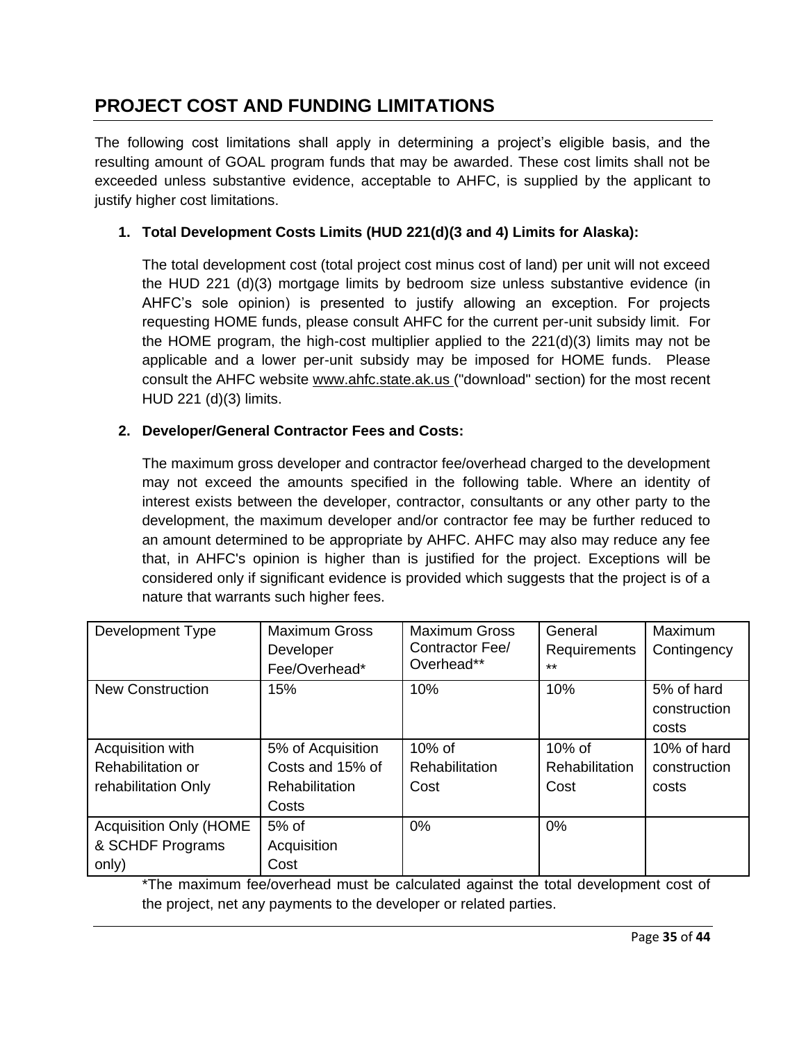## PROJECT COST AND FUNDING LIMITATIONS

The following cost limitations shall apply in determining a project's eligible basis, and the resulting amount of GOAL program funds that may be awarded. These cost limits shall not be exceeded unless substantive evidence, acceptable to AHFC, is supplied by the applicant to justify higher cost limitations.

1. **Total Development Costs Limits (HUD 221(d)(3 and 4) Limits for Alaska):**

   The total development cost (total project cost minus cost of land) per unit will not exceed the HUD 221 (d)(3) mortgage limits by bedroom size unless substantive evidence (in AHFC's sole opinion) is presented to justify allowing an exception. For projects requesting HOME funds, please consult AHFC for the current per-unit subsidy limit. For the HOME program, the high-cost multiplier applied to the 221(d)(3) limits may not be applicable and a lower per-unit subsidy may be imposed for HOME funds. Please consult the AHFC website www.ahfc.state.ak.us ("download" section) for the most recent HUD 221 (d)(3) limits.

2. **Developer/General Contractor Fees and Costs:**

   The maximum gross developer and contractor fee/overhead charged to the development may not exceed the amounts specified in the following table. Where an identity of interest exists between the developer, contractor, consultants or any other party to the development, the maximum developer and/or contractor fee may be further reduced to an amount determined to be appropriate by AHFC. AHFC may also may reduce any fee that, in AHFC's opinion is higher than is justified for the project. Exceptions will be considered only if significant evidence is provided which suggests that the project is of a nature that warrants such higher fees.

| Development Type | Maximum Gross Developer Fee/Overhead* | Maximum Gross Contractor Fee/ Overhead** | General Requirements ** | Maximum Contingency |
|---|---|---|---|---|
| New Construction | 15% | 10% | 10% | 5% of hard construction costs |
| Acquisition with Rehabilitation or rehabilitation Only | 5% of Acquisition Costs and 15% of Rehabilitation Costs | 10% of Rehabilitation Cost | 10% of Rehabilitation Cost | 10% of hard construction costs |
| Acquisition Only (HOME & SCHDF Programs only) | 5% of Acquisition Cost | 0% | 0% | |

*The maximum fee/overhead must be calculated against the total development cost of the project, net any payments to the developer or related parties.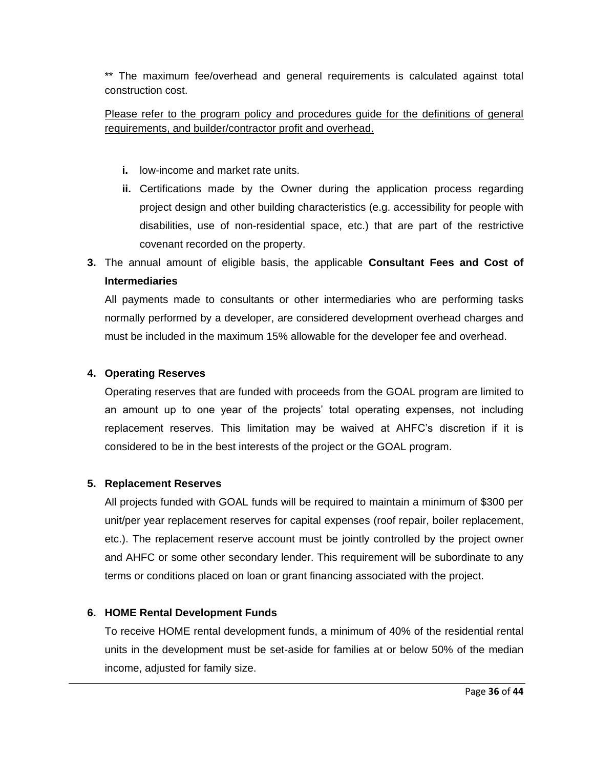** The maximum fee/overhead and general requirements is calculated against total construction cost.

<u>Please refer to the program policy and procedures guide for the definitions of general requirements, and builder/contractor profit and overhead.</u>

- **i.** low-income and market rate units.
- **ii.** Certifications made by the Owner during the application process regarding project design and other building characteristics (e.g. accessibility for people with disabilities, use of non-residential space, etc.) that are part of the restrictive covenant recorded on the property.

**3.** The annual amount of eligible basis, the applicable **Consultant Fees and Cost of Intermediaries**

All payments made to consultants or other intermediaries who are performing tasks normally performed by a developer, are considered development overhead charges and must be included in the maximum 15% allowable for the developer fee and overhead.

**4. Operating Reserves**

Operating reserves that are funded with proceeds from the GOAL program are limited to an amount up to one year of the projects' total operating expenses, not including replacement reserves. This limitation may be waived at AHFC's discretion if it is considered to be in the best interests of the project or the GOAL program.

**5. Replacement Reserves**

All projects funded with GOAL funds will be required to maintain a minimum of $300 per unit/per year replacement reserves for capital expenses (roof repair, boiler replacement, etc.). The replacement reserve account must be jointly controlled by the project owner and AHFC or some other secondary lender. This requirement will be subordinate to any terms or conditions placed on loan or grant financing associated with the project.

**6. HOME Rental Development Funds**

To receive HOME rental development funds, a minimum of 40% of the residential rental units in the development must be set-aside for families at or below 50% of the median income, adjusted for family size.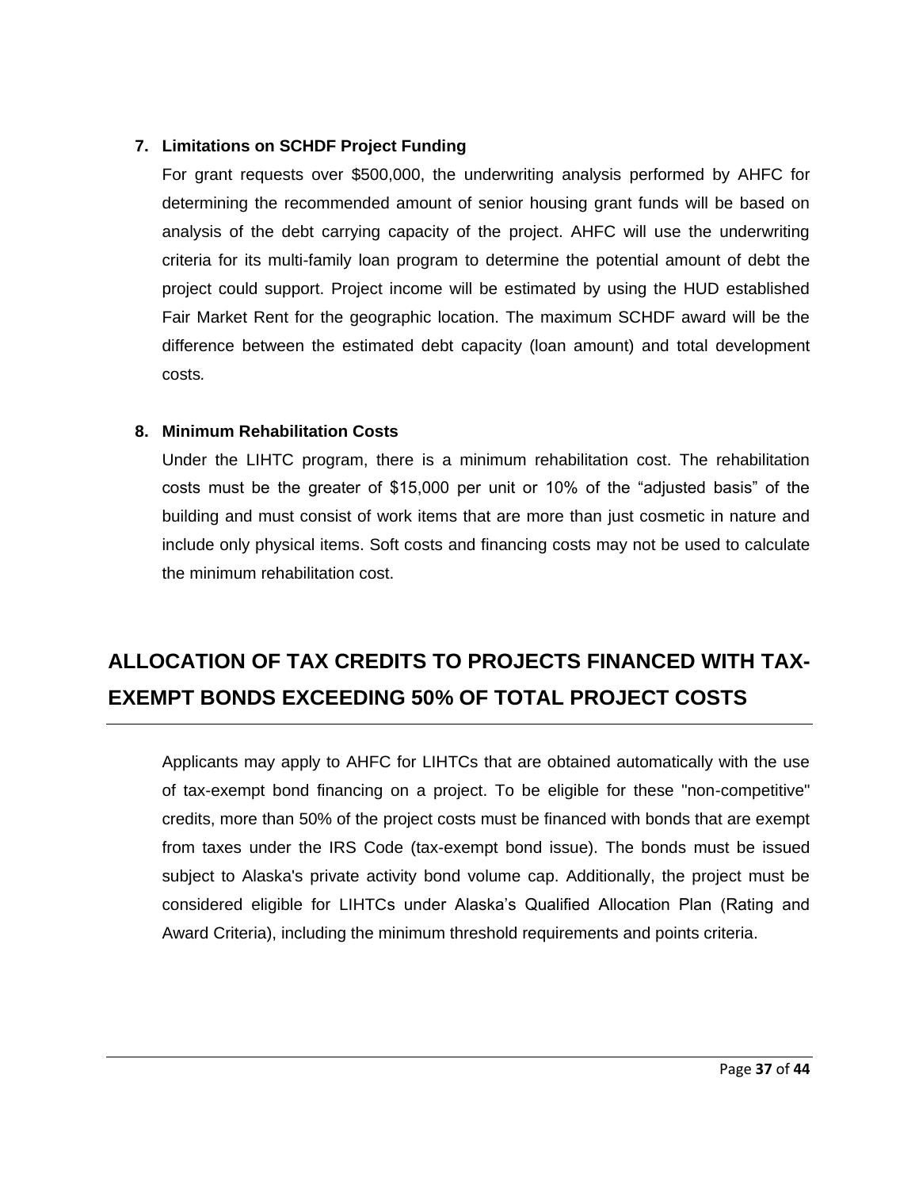### 7. Limitations on SCHDF Project Funding

For grant requests over $500,000, the underwriting analysis performed by AHFC for determining the recommended amount of senior housing grant funds will be based on analysis of the debt carrying capacity of the project. AHFC will use the underwriting criteria for its multi-family loan program to determine the potential amount of debt the project could support. Project income will be estimated by using the HUD established Fair Market Rent for the geographic location. The maximum SCHDF award will be the difference between the estimated debt capacity (loan amount) and total development costs.

### 8. Minimum Rehabilitation Costs

Under the LIHTC program, there is a minimum rehabilitation cost. The rehabilitation costs must be the greater of $15,000 per unit or 10% of the "adjusted basis" of the building and must consist of work items that are more than just cosmetic in nature and include only physical items. Soft costs and financing costs may not be used to calculate the minimum rehabilitation cost.

## ALLOCATION OF TAX CREDITS TO PROJECTS FINANCED WITH TAX-EXEMPT BONDS EXCEEDING 50% OF TOTAL PROJECT COSTS

Applicants may apply to AHFC for LIHTCs that are obtained automatically with the use of tax-exempt bond financing on a project. To be eligible for these "non-competitive" credits, more than 50% of the project costs must be financed with bonds that are exempt from taxes under the IRS Code (tax-exempt bond issue). The bonds must be issued subject to Alaska's private activity bond volume cap. Additionally, the project must be considered eligible for LIHTCs under Alaska's Qualified Allocation Plan (Rating and Award Criteria), including the minimum threshold requirements and points criteria.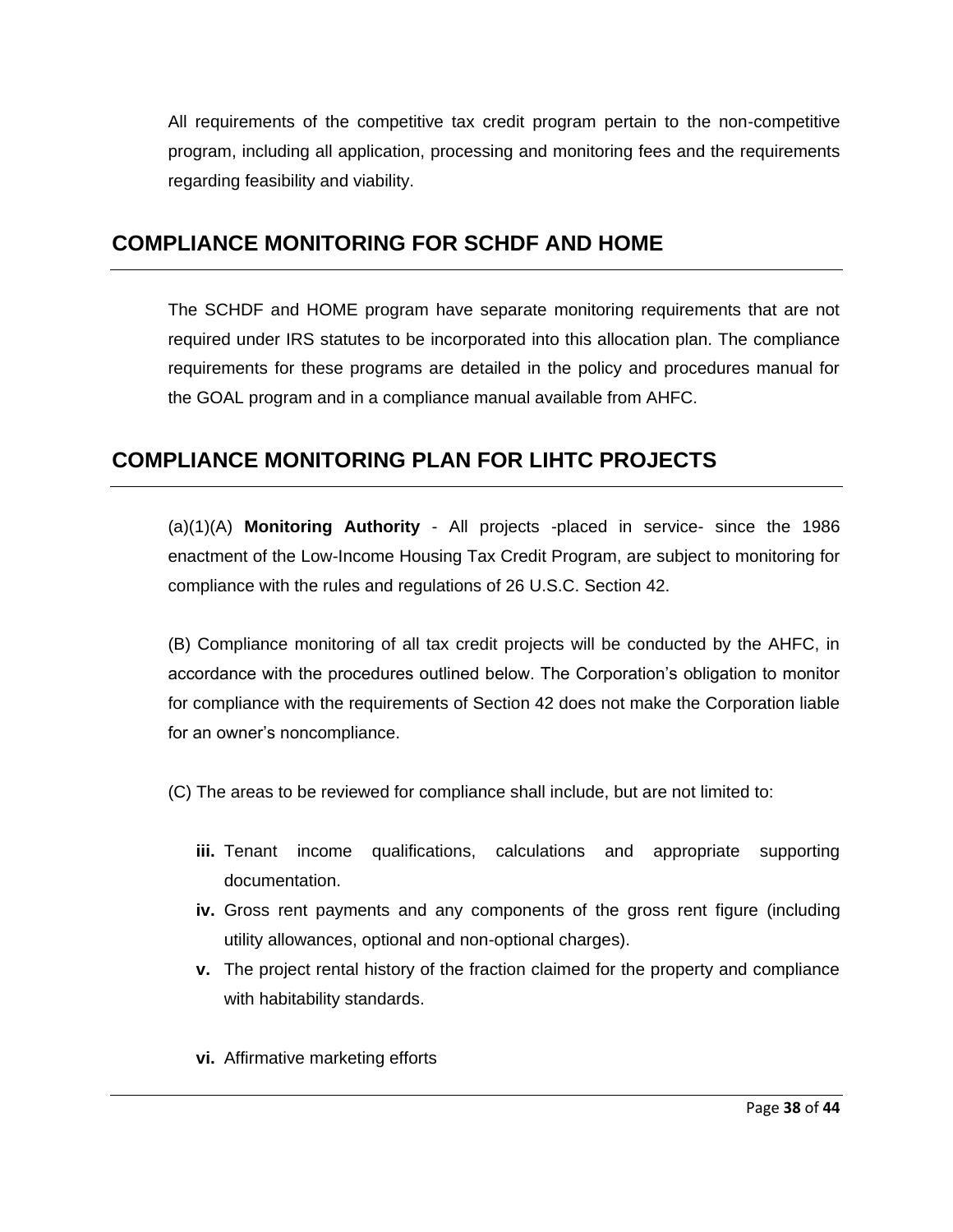All requirements of the competitive tax credit program pertain to the non-competitive program, including all application, processing and monitoring fees and the requirements regarding feasibility and viability.

## COMPLIANCE MONITORING FOR SCHDF AND HOME

The SCHDF and HOME program have separate monitoring requirements that are not required under IRS statutes to be incorporated into this allocation plan. The compliance requirements for these programs are detailed in the policy and procedures manual for the GOAL program and in a compliance manual available from AHFC.

## COMPLIANCE MONITORING PLAN FOR LIHTC PROJECTS

(a)(1)(A) **Monitoring Authority** - All projects -placed in service- since the 1986 enactment of the Low-Income Housing Tax Credit Program, are subject to monitoring for compliance with the rules and regulations of 26 U.S.C. Section 42.

(B) Compliance monitoring of all tax credit projects will be conducted by the AHFC, in accordance with the procedures outlined below. The Corporation's obligation to monitor for compliance with the requirements of Section 42 does not make the Corporation liable for an owner's noncompliance.

(C) The areas to be reviewed for compliance shall include, but are not limited to:

- **iii.** Tenant income qualifications, calculations and appropriate supporting documentation.
- **iv.** Gross rent payments and any components of the gross rent figure (including utility allowances, optional and non-optional charges).
- **v.** The project rental history of the fraction claimed for the property and compliance with habitability standards.
- **vi.** Affirmative marketing efforts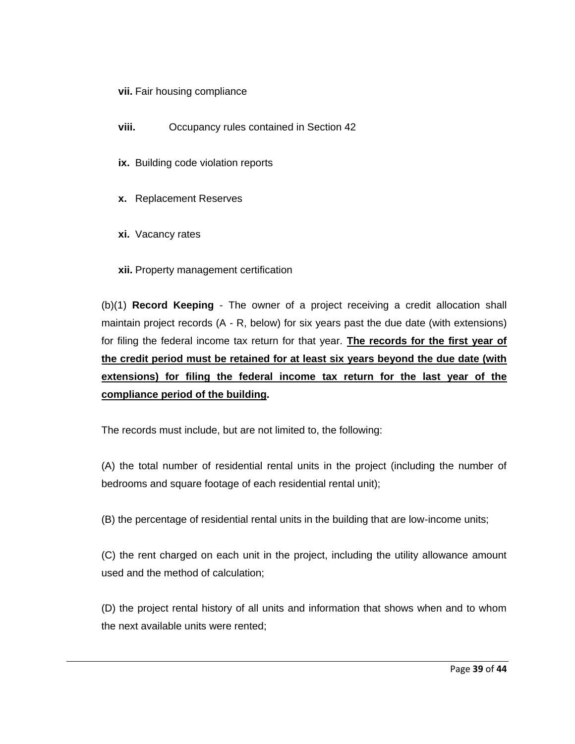**vii.** Fair housing compliance

**viii.** Occupancy rules contained in Section 42

**ix.** Building code violation reports

**x.** Replacement Reserves

**xi.** Vacancy rates

**xii.** Property management certification

(b)(1) **Record Keeping** - The owner of a project receiving a credit allocation shall maintain project records (A - R, below) for six years past the due date (with extensions) for filing the federal income tax return for that year. **<u>The records for the first year of the credit period must be retained for at least six years beyond the due date (with extensions) for filing the federal income tax return for the last year of the compliance period of the building</u>.**

The records must include, but are not limited to, the following:

(A) the total number of residential rental units in the project (including the number of bedrooms and square footage of each residential rental unit);

(B) the percentage of residential rental units in the building that are low-income units;

(C) the rent charged on each unit in the project, including the utility allowance amount used and the method of calculation;

(D) the project rental history of all units and information that shows when and to whom the next available units were rented;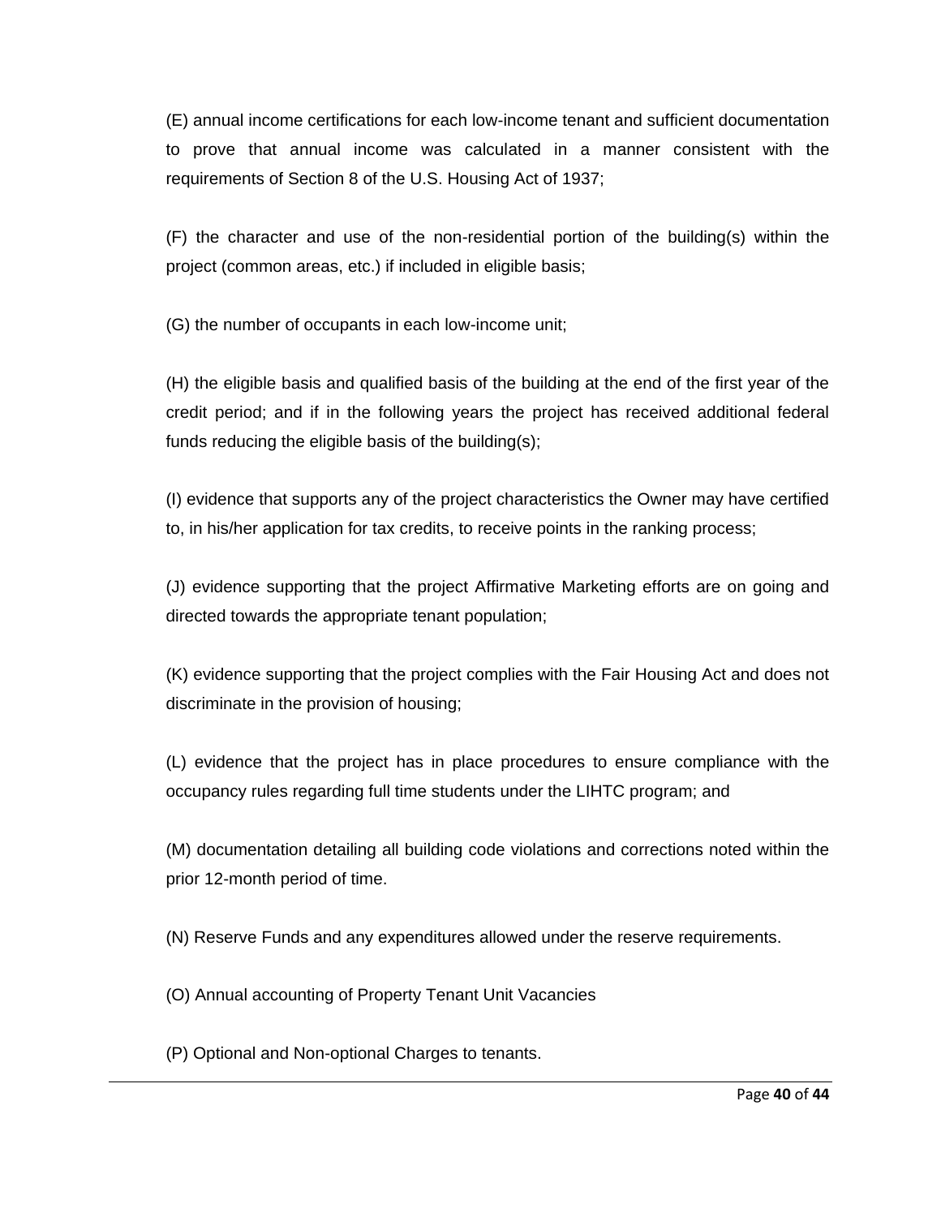(E) annual income certifications for each low-income tenant and sufficient documentation to prove that annual income was calculated in a manner consistent with the requirements of Section 8 of the U.S. Housing Act of 1937;

(F) the character and use of the non-residential portion of the building(s) within the project (common areas, etc.) if included in eligible basis;

(G) the number of occupants in each low-income unit;

(H) the eligible basis and qualified basis of the building at the end of the first year of the credit period; and if in the following years the project has received additional federal funds reducing the eligible basis of the building(s);

(I) evidence that supports any of the project characteristics the Owner may have certified to, in his/her application for tax credits, to receive points in the ranking process;

(J) evidence supporting that the project Affirmative Marketing efforts are on going and directed towards the appropriate tenant population;

(K) evidence supporting that the project complies with the Fair Housing Act and does not discriminate in the provision of housing;

(L) evidence that the project has in place procedures to ensure compliance with the occupancy rules regarding full time students under the LIHTC program; and

(M) documentation detailing all building code violations and corrections noted within the prior 12-month period of time.

(N) Reserve Funds and any expenditures allowed under the reserve requirements.

(O) Annual accounting of Property Tenant Unit Vacancies

(P) Optional and Non-optional Charges to tenants.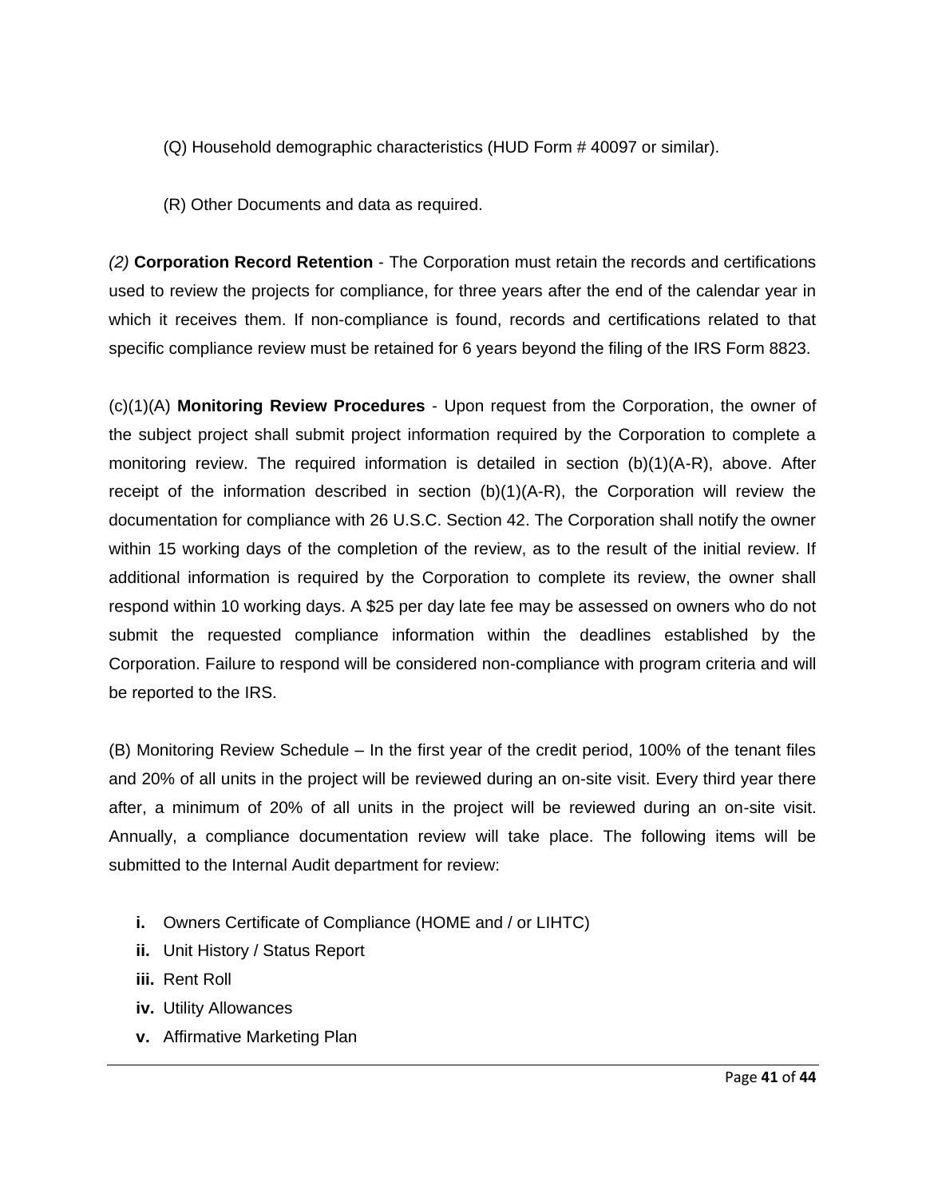(Q) Household demographic characteristics (HUD Form # 40097 or similar).

(R) Other Documents and data as required.

*(2)* **Corporation Record Retention** - The Corporation must retain the records and certifications used to review the projects for compliance, for three years after the end of the calendar year in which it receives them. If non-compliance is found, records and certifications related to that specific compliance review must be retained for 6 years beyond the filing of the IRS Form 8823.

(c)(1)(A) **Monitoring Review Procedures** - Upon request from the Corporation, the owner of the subject project shall submit project information required by the Corporation to complete a monitoring review. The required information is detailed in section (b)(1)(A-R), above. After receipt of the information described in section (b)(1)(A-R), the Corporation will review the documentation for compliance with 26 U.S.C. Section 42. The Corporation shall notify the owner within 15 working days of the completion of the review, as to the result of the initial review. If additional information is required by the Corporation to complete its review, the owner shall respond within 10 working days. A $25 per day late fee may be assessed on owners who do not submit the requested compliance information within the deadlines established by the Corporation. Failure to respond will be considered non-compliance with program criteria and will be reported to the IRS.

(B) Monitoring Review Schedule – In the first year of the credit period, 100% of the tenant files and 20% of all units in the project will be reviewed during an on-site visit. Every third year there after, a minimum of 20% of all units in the project will be reviewed during an on-site visit. Annually, a compliance documentation review will take place. The following items will be submitted to the Internal Audit department for review:

- **i.** Owners Certificate of Compliance (HOME and / or LIHTC)
- **ii.** Unit History / Status Report
- **iii.** Rent Roll
- **iv.** Utility Allowances
- **v.** Affirmative Marketing Plan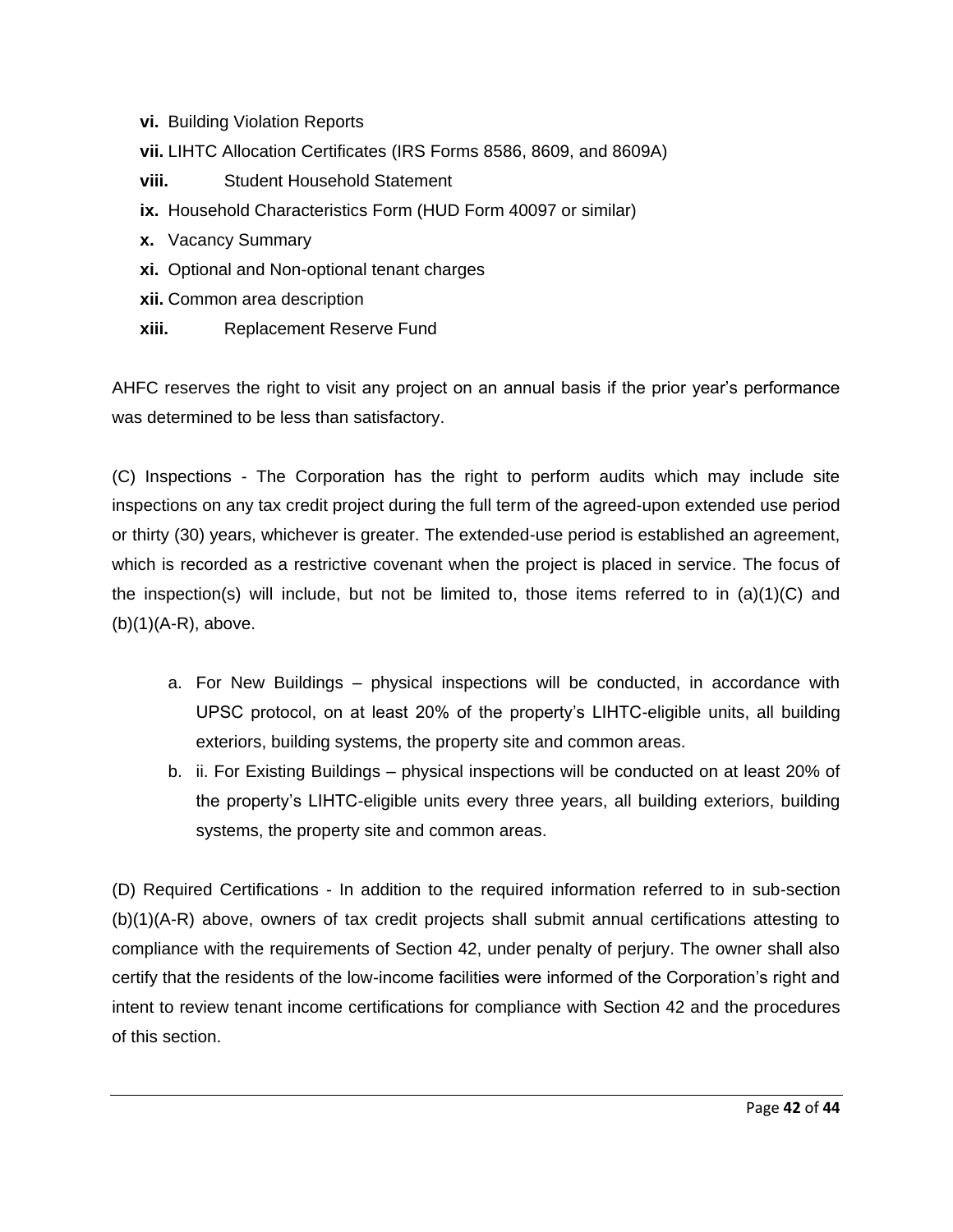- **vi.** Building Violation Reports
- **vii.** LIHTC Allocation Certificates (IRS Forms 8586, 8609, and 8609A)
- **viii.** Student Household Statement
- **ix.** Household Characteristics Form (HUD Form 40097 or similar)
- **x.** Vacancy Summary
- **xi.** Optional and Non-optional tenant charges
- **xii.** Common area description
- **xiii.** Replacement Reserve Fund

AHFC reserves the right to visit any project on an annual basis if the prior year's performance was determined to be less than satisfactory.

(C) Inspections - The Corporation has the right to perform audits which may include site inspections on any tax credit project during the full term of the agreed-upon extended use period or thirty (30) years, whichever is greater. The extended-use period is established an agreement, which is recorded as a restrictive covenant when the project is placed in service. The focus of the inspection(s) will include, but not be limited to, those items referred to in (a)(1)(C) and (b)(1)(A-R), above.

a. For New Buildings – physical inspections will be conducted, in accordance with UPSC protocol, on at least 20% of the property's LIHTC-eligible units, all building exteriors, building systems, the property site and common areas.
b. ii. For Existing Buildings – physical inspections will be conducted on at least 20% of the property's LIHTC-eligible units every three years, all building exteriors, building systems, the property site and common areas.

(D) Required Certifications - In addition to the required information referred to in sub-section (b)(1)(A-R) above, owners of tax credit projects shall submit annual certifications attesting to compliance with the requirements of Section 42, under penalty of perjury. The owner shall also certify that the residents of the low-income facilities were informed of the Corporation's right and intent to review tenant income certifications for compliance with Section 42 and the procedures of this section.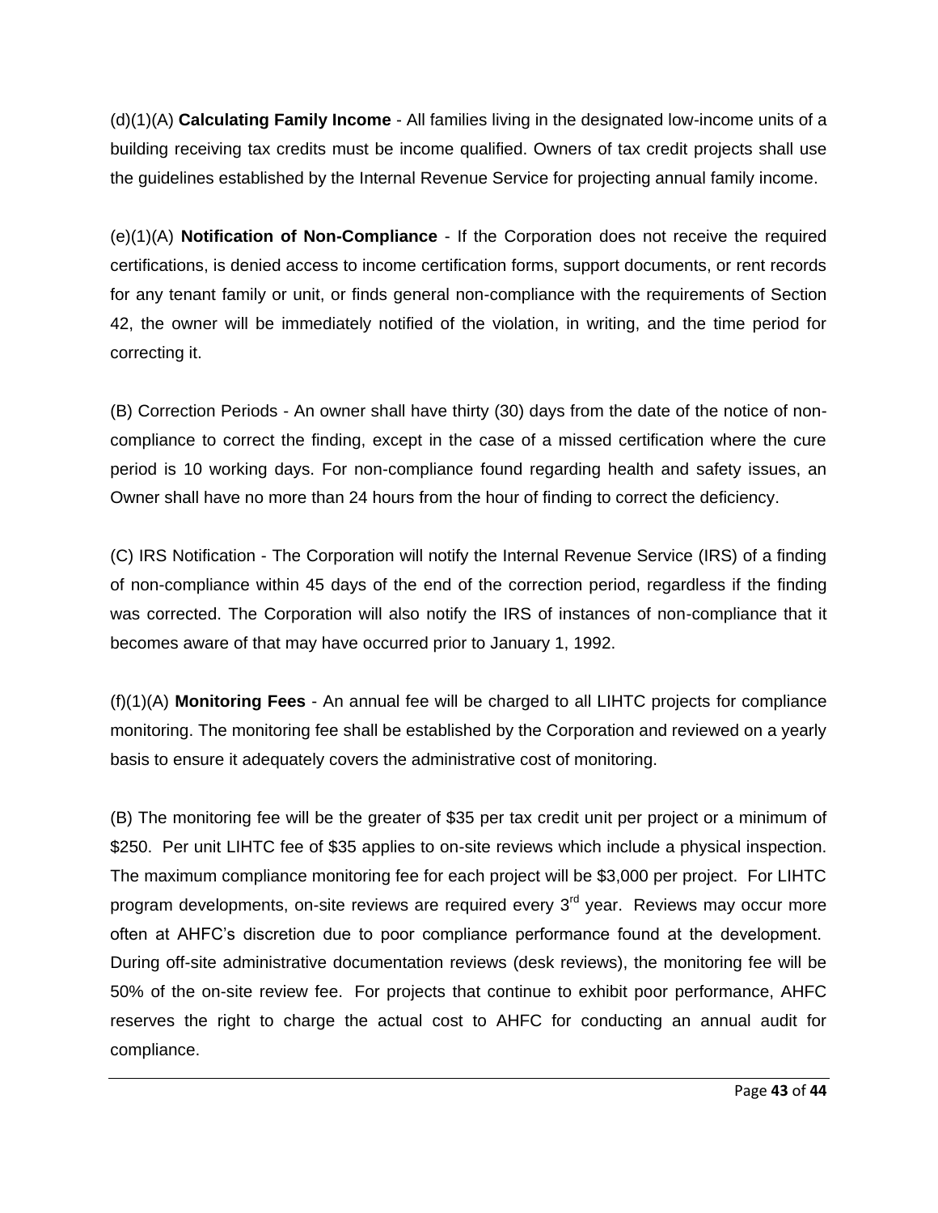(d)(1)(A) **Calculating Family Income** - All families living in the designated low-income units of a building receiving tax credits must be income qualified. Owners of tax credit projects shall use the guidelines established by the Internal Revenue Service for projecting annual family income.

(e)(1)(A) **Notification of Non-Compliance** - If the Corporation does not receive the required certifications, is denied access to income certification forms, support documents, or rent records for any tenant family or unit, or finds general non-compliance with the requirements of Section 42, the owner will be immediately notified of the violation, in writing, and the time period for correcting it.

(B) Correction Periods - An owner shall have thirty (30) days from the date of the notice of non-compliance to correct the finding, except in the case of a missed certification where the cure period is 10 working days. For non-compliance found regarding health and safety issues, an Owner shall have no more than 24 hours from the hour of finding to correct the deficiency.

(C) IRS Notification - The Corporation will notify the Internal Revenue Service (IRS) of a finding of non-compliance within 45 days of the end of the correction period, regardless if the finding was corrected. The Corporation will also notify the IRS of instances of non-compliance that it becomes aware of that may have occurred prior to January 1, 1992.

(f)(1)(A) **Monitoring Fees** - An annual fee will be charged to all LIHTC projects for compliance monitoring. The monitoring fee shall be established by the Corporation and reviewed on a yearly basis to ensure it adequately covers the administrative cost of monitoring.

(B) The monitoring fee will be the greater of $35 per tax credit unit per project or a minimum of $250. Per unit LIHTC fee of $35 applies to on-site reviews which include a physical inspection. The maximum compliance monitoring fee for each project will be $3,000 per project. For LIHTC program developments, on-site reviews are required every 3rd year. Reviews may occur more often at AHFC's discretion due to poor compliance performance found at the development. During off-site administrative documentation reviews (desk reviews), the monitoring fee will be 50% of the on-site review fee. For projects that continue to exhibit poor performance, AHFC reserves the right to charge the actual cost to AHFC for conducting an annual audit for compliance.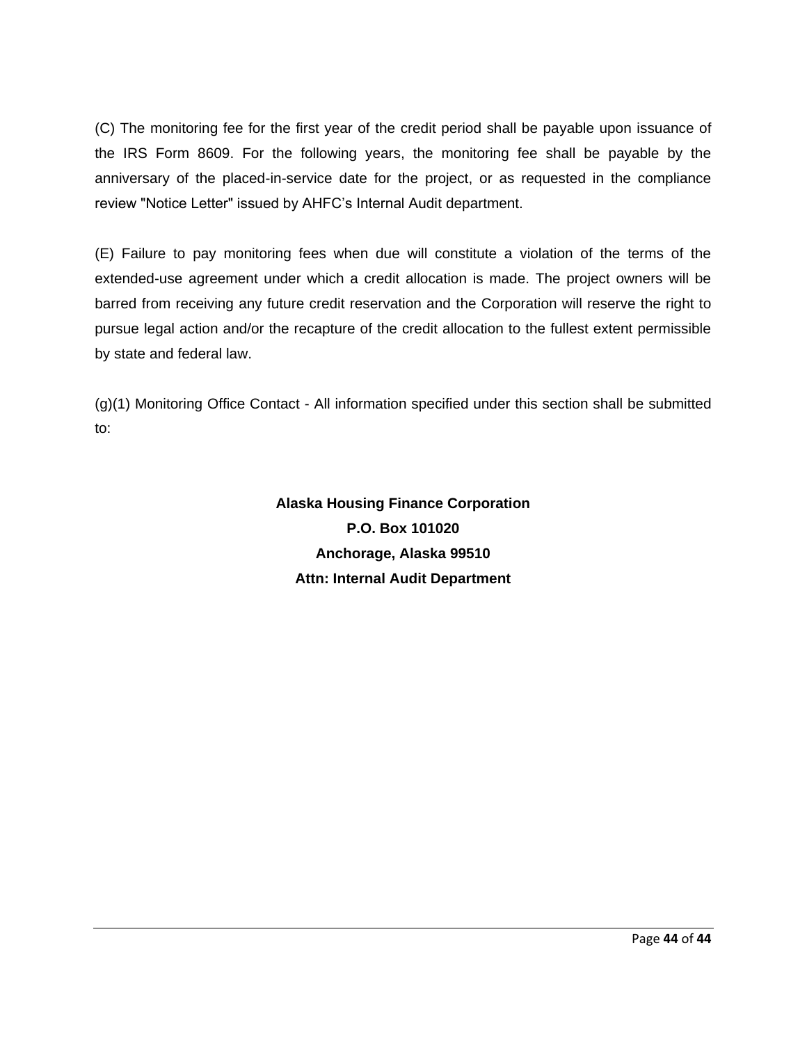(C) The monitoring fee for the first year of the credit period shall be payable upon issuance of the IRS Form 8609. For the following years, the monitoring fee shall be payable by the anniversary of the placed-in-service date for the project, or as requested in the compliance review "Notice Letter" issued by AHFC’s Internal Audit department.

(E) Failure to pay monitoring fees when due will constitute a violation of the terms of the extended-use agreement under which a credit allocation is made. The project owners will be barred from receiving any future credit reservation and the Corporation will reserve the right to pursue legal action and/or the recapture of the credit allocation to the fullest extent permissible by state and federal law.

(g)(1) Monitoring Office Contact - All information specified under this section shall be submitted to:

**Alaska Housing Finance Corporation**
**P.O. Box 101020**
**Anchorage, Alaska 99510**
**Attn: Internal Audit Department**